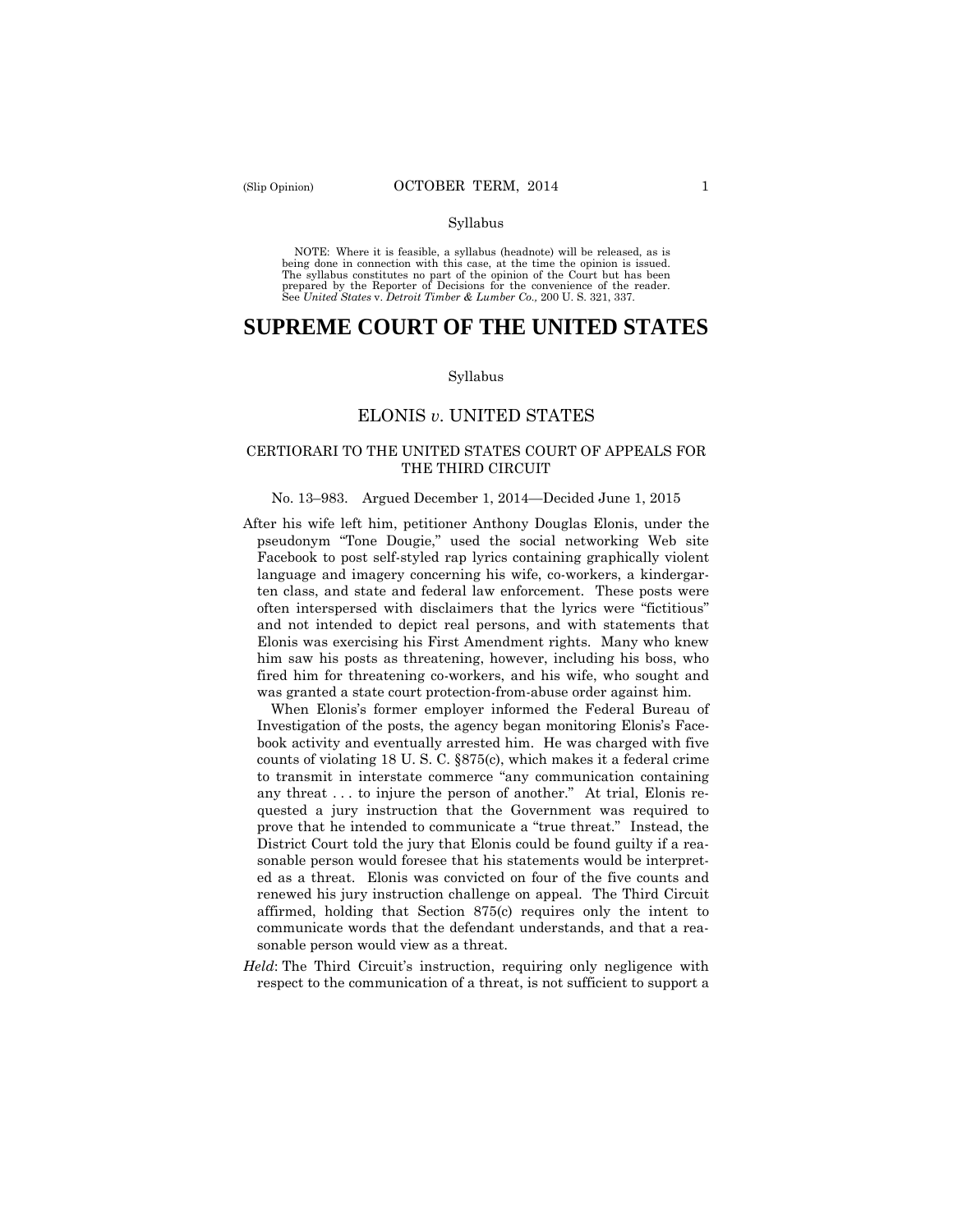Syllabus

NOTE: Where it is feasible, a syllabus (headnote) will be released, as is being done in connection with this case, at the time the opinion is issued. The syllabus constitutes no part of the opinion of the Court but has been prepared by the Reporter of Decisions for the convenience of the reader. See *United States* v. *Detroit Timber & Lumber Co.,* 200 U. S. 321, 337.

# SUPREME COURT OF THE UNITED STATES

Syllabus

## ELONIS *v*. UNITED STATES

### CERTIORARI TO THE UNITED STATES COURT OF APPEALS FOR THE THIRD CIRCUIT

No. 13–983. Argued December 1, 2014—Decided June 1, 2015

After his wife left him, petitioner Anthony Douglas Elonis, under the pseudonym "Tone Dougie," used the social networking Web site Facebook to post self-styled rap lyrics containing graphically violent language and imagery concerning his wife, co-workers, a kindergarten class, and state and federal law enforcement. These posts were often interspersed with disclaimers that the lyrics were "fictitious" and not intended to depict real persons, and with statements that Elonis was exercising his First Amendment rights. Many who knew him saw his posts as threatening, however, including his boss, who fired him for threatening co-workers, and his wife, who sought and was granted a state court protection-from-abuse order against him.

When Elonis's former employer informed the Federal Bureau of Investigation of the posts, the agency began monitoring Elonis's Facebook activity and eventually arrested him. He was charged with five counts of violating 18 U. S. C. §875(c), which makes it a federal crime to transmit in interstate commerce "any communication containing any threat . . . to injure the person of another." At trial, Elonis requested a jury instruction that the Government was required to prove that he intended to communicate a "true threat." Instead, the District Court told the jury that Elonis could be found guilty if a reasonable person would foresee that his statements would be interpreted as a threat. Elonis was convicted on four of the five counts and renewed his jury instruction challenge on appeal. The Third Circuit affirmed, holding that Section 875(c) requires only the intent to communicate words that the defendant understands, and that a reasonable person would view as a threat.

*Held*: The Third Circuit's instruction, requiring only negligence with respect to the communication of a threat, is not sufficient to support a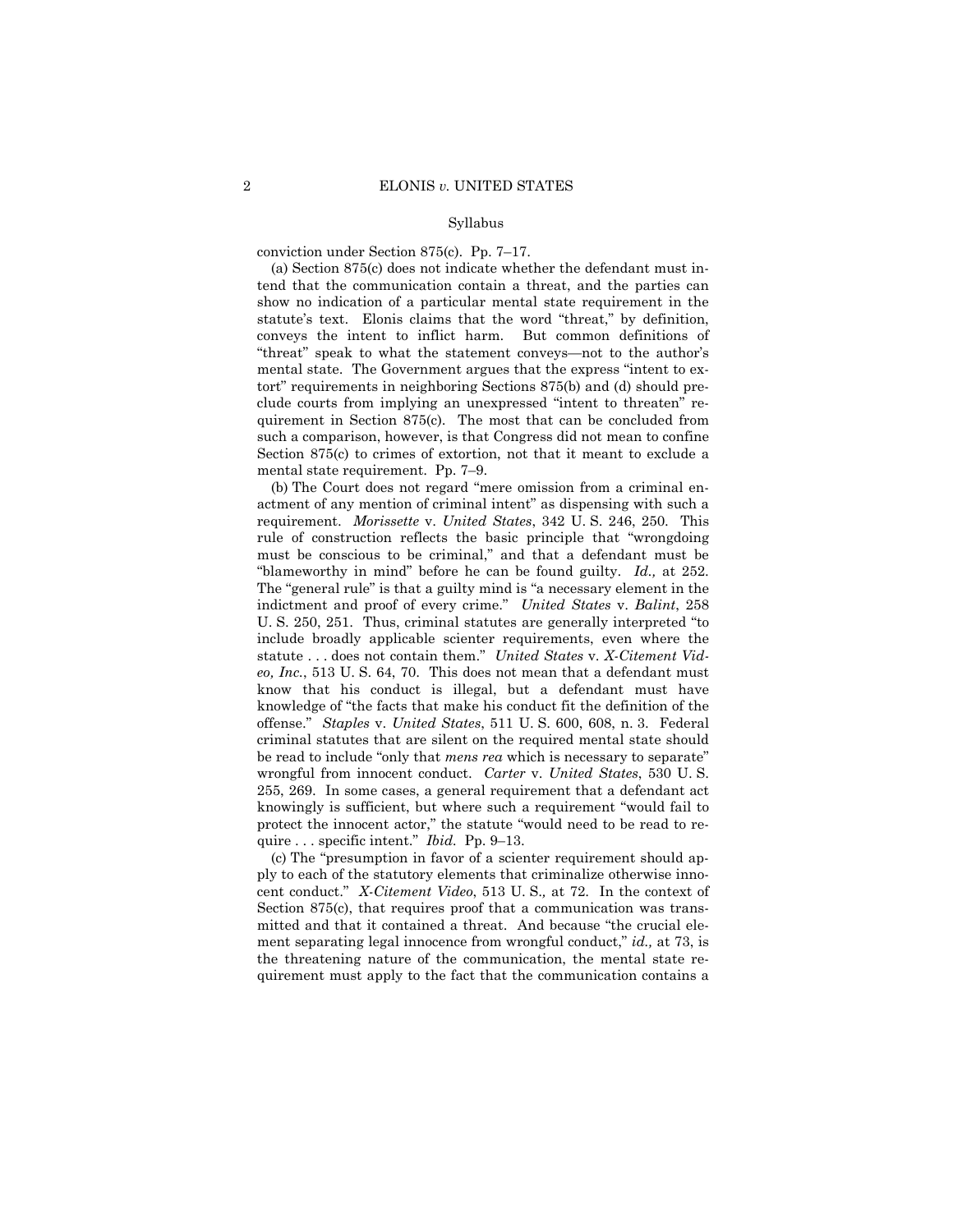conviction under Section 875(c). Pp. 7–17.

(a) Section 875(c) does not indicate whether the defendant must intend that the communication contain a threat, and the parties can show no indication of a particular mental state requirement in the statute's text. Elonis claims that the word "threat," by definition, conveys the intent to inflict harm. But common definitions of "threat" speak to what the statement conveys—not to the author's mental state. The Government argues that the express "intent to extort" requirements in neighboring Sections 875(b) and (d) should preclude courts from implying an unexpressed "intent to threaten" requirement in Section 875(c). The most that can be concluded from such a comparison, however, is that Congress did not mean to confine Section 875(c) to crimes of extortion, not that it meant to exclude a mental state requirement. Pp. 7–9.

(b) The Court does not regard "mere omission from a criminal enactment of any mention of criminal intent" as dispensing with such a requirement. *Morissette* v. *United States*, 342 U. S. 246, 250. This rule of construction reflects the basic principle that "wrongdoing must be conscious to be criminal," and that a defendant must be "blameworthy in mind" before he can be found guilty. *Id.,* at 252. The "general rule" is that a guilty mind is "a necessary element in the indictment and proof of every crime." *United States* v. *Balint*, 258 U. S. 250, 251. Thus, criminal statutes are generally interpreted "to include broadly applicable scienter requirements, even where the statute . . . does not contain them." *United States* v. *X-Citement Video, Inc.*, 513 U. S. 64, 70. This does not mean that a defendant must know that his conduct is illegal, but a defendant must have knowledge of "the facts that make his conduct fit the definition of the offense." *Staples* v. *United States*, 511 U. S. 600, 608, n. 3. Federal criminal statutes that are silent on the required mental state should be read to include "only that *mens rea* which is necessary to separate" wrongful from innocent conduct. *Carter* v. *United States*, 530 U. S. 255, 269. In some cases, a general requirement that a defendant act knowingly is sufficient, but where such a requirement "would fail to protect the innocent actor," the statute "would need to be read to require . . . specific intent." *Ibid.* Pp. 9–13.

(c) The "presumption in favor of a scienter requirement should apply to each of the statutory elements that criminalize otherwise innocent conduct." *X-Citement Video*, 513 U. S., at 72. In the context of Section 875(c), that requires proof that a communication was transmitted and that it contained a threat. And because "the crucial element separating legal innocence from wrongful conduct," *id.,* at 73, is the threatening nature of the communication, the mental state requirement must apply to the fact that the communication contains a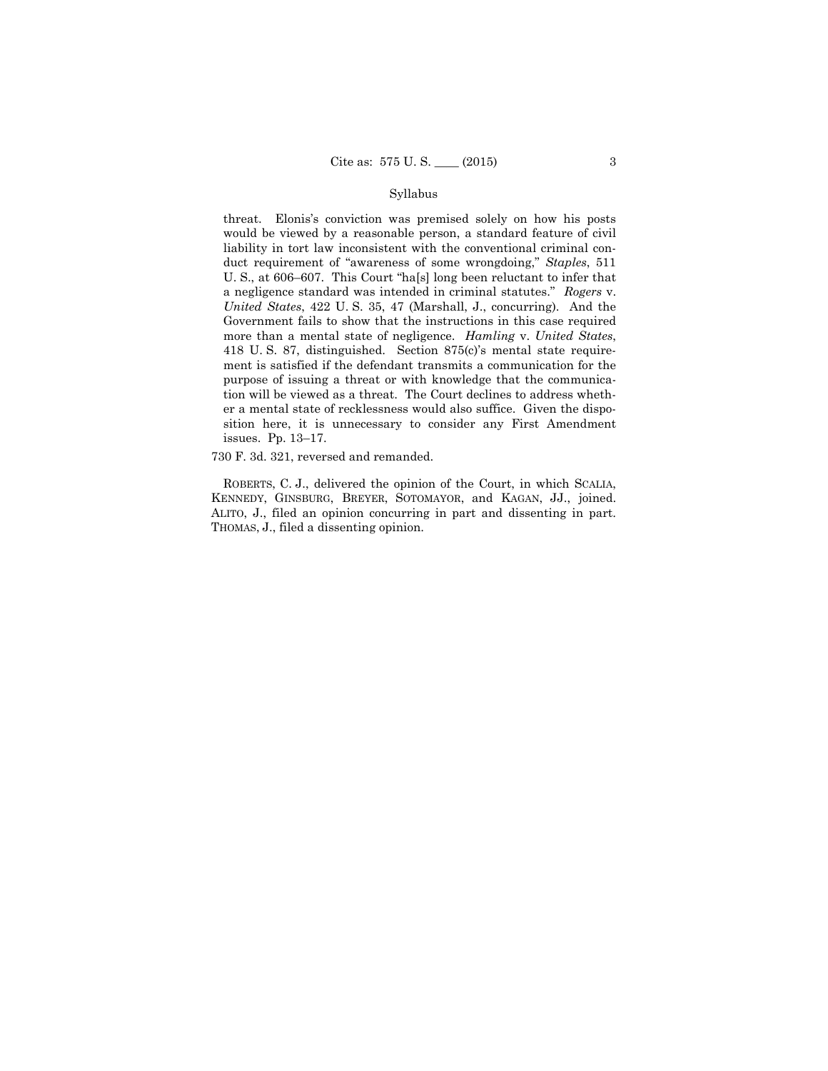threat. Elonis's conviction was premised solely on how his posts would be viewed by a reasonable person, a standard feature of civil liability in tort law inconsistent with the conventional criminal conduct requirement of "awareness of some wrongdoing," *Staples*, 511 U. S., at 606–607. This Court "ha[s] long been reluctant to infer that a negligence standard was intended in criminal statutes." *Rogers* v. *United States*, 422 U. S. 35, 47 (Marshall, J., concurring). And the Government fails to show that the instructions in this case required more than a mental state of negligence. *Hamling* v. *United States*, 418 U. S. 87, distinguished. Section 875(c)'s mental state requirement is satisfied if the defendant transmits a communication for the purpose of issuing a threat or with knowledge that the communication will be viewed as a threat. The Court declines to address whether a mental state of recklessness would also suffice. Given the disposition here, it is unnecessary to consider any First Amendment issues. Pp. 13–17.

730 F. 3d. 321, reversed and remanded.

ROBERTS, C. J., delivered the opinion of the Court, in which SCALIA, KENNEDY, GINSBURG, BREYER, SOTOMAYOR, and KAGAN, JJ., joined. ALITO, J., filed an opinion concurring in part and dissenting in part. THOMAS, J., filed a dissenting opinion.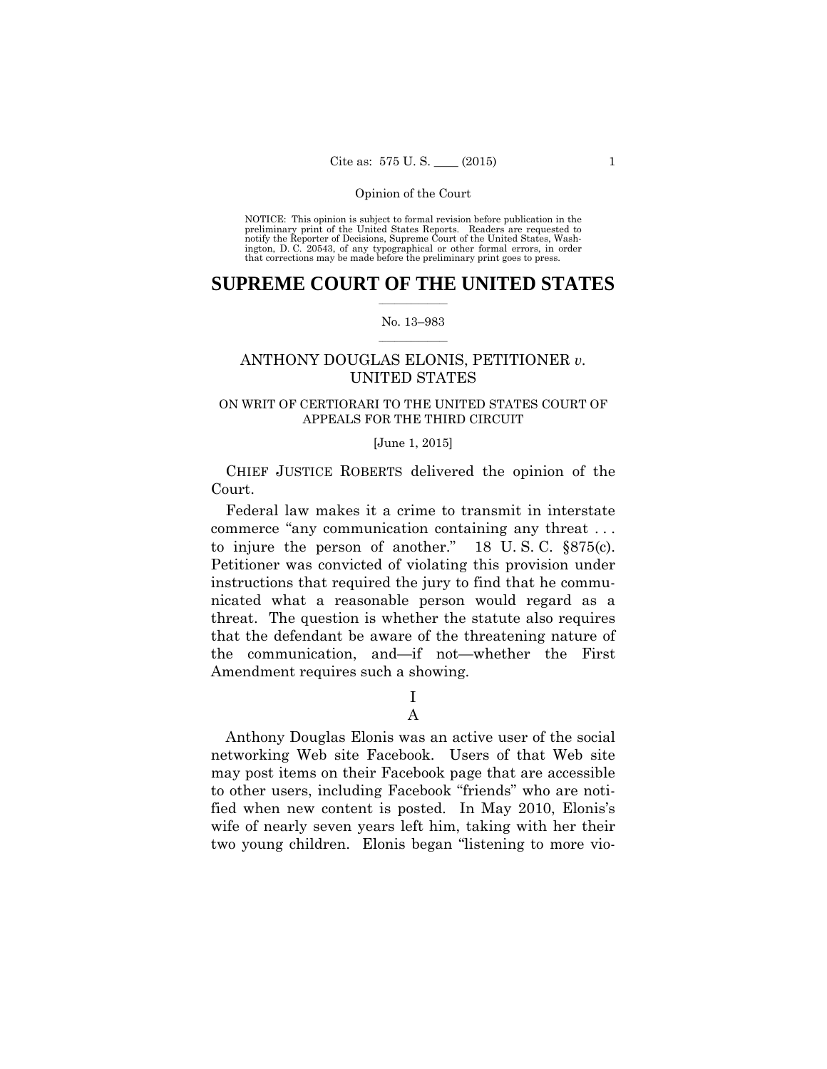NOTICE: This opinion is subject to formal revision before publication in the preliminary print of the United States Reports. Readers are requested to notify the Reporter of Decisions, Supreme Court of the United States, Washington, D. C. 20543, of any typographical or other formal errors, in order that corrections may be made before the preliminary print goes to press.

# SUPREME COURT OF THE UNITED STATES

No. 13–983

## ANTHONY DOUGLAS ELONIS, PETITIONER *v.* UNITED STATES

ON WRIT OF CERTIORARI TO THE UNITED STATES COURT OF APPEALS FOR THE THIRD CIRCUIT

[June 1, 2015]

CHIEF JUSTICE ROBERTS delivered the opinion of the Court.

Federal law makes it a crime to transmit in interstate commerce "any communication containing any threat . . . to injure the person of another." 18 U. S. C. §875(c). Petitioner was convicted of violating this provision under instructions that required the jury to find that he communicated what a reasonable person would regard as a threat. The question is whether the statute also requires that the defendant be aware of the threatening nature of the communication, and—if not—whether the First Amendment requires such a showing.

### I

### A

Anthony Douglas Elonis was an active user of the social networking Web site Facebook. Users of that Web site may post items on their Facebook page that are accessible to other users, including Facebook "friends" who are notified when new content is posted. In May 2010, Elonis's wife of nearly seven years left him, taking with her their two young children. Elonis began "listening to more vio-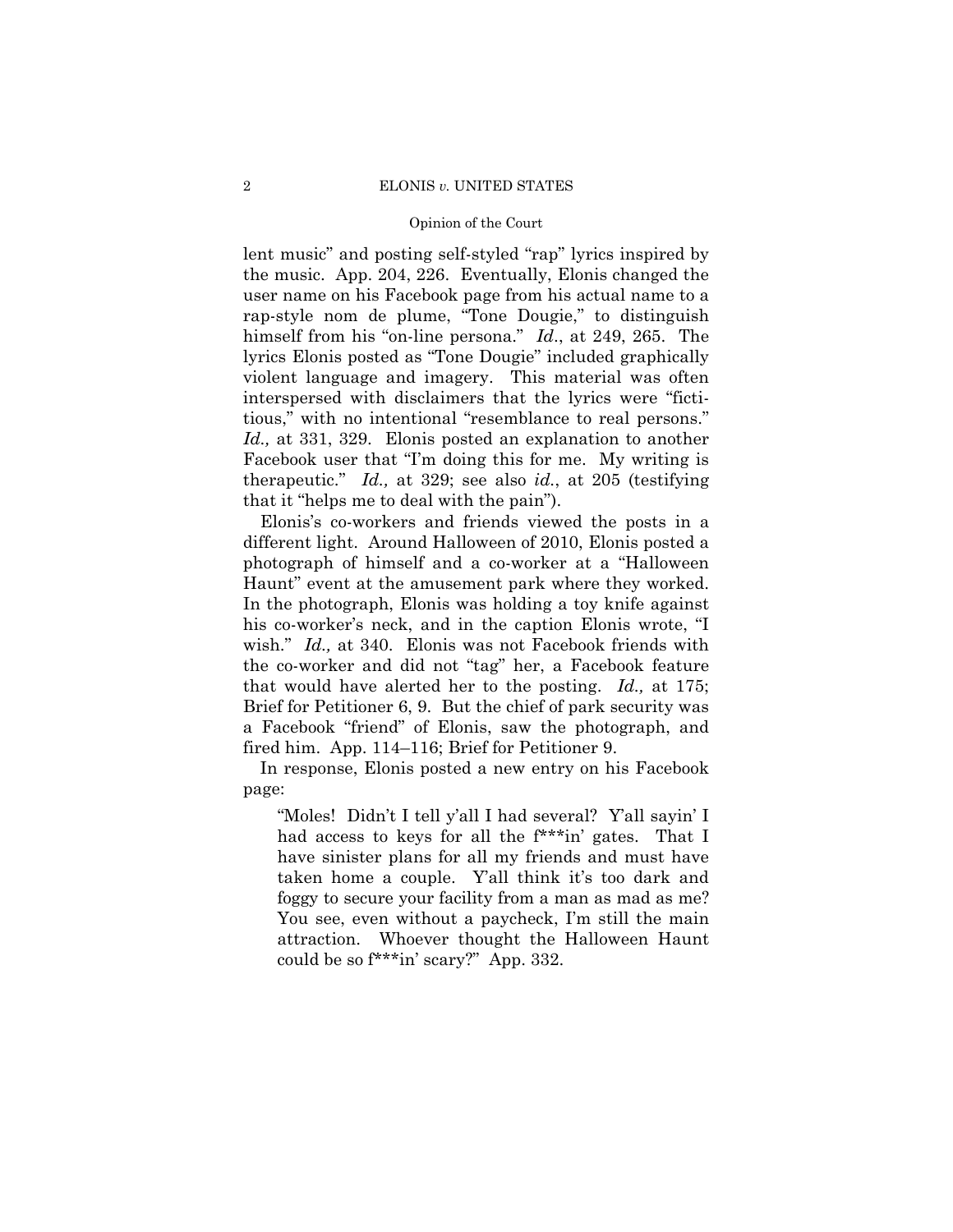lent music" and posting self-styled "rap" lyrics inspired by the music. App. 204, 226. Eventually, Elonis changed the user name on his Facebook page from his actual name to a rap-style nom de plume, "Tone Dougie," to distinguish himself from his "on-line persona." *Id*., at 249, 265. The lyrics Elonis posted as "Tone Dougie" included graphically violent language and imagery. This material was often interspersed with disclaimers that the lyrics were "fictitious," with no intentional "resemblance to real persons." *Id.,* at 331, 329. Elonis posted an explanation to another Facebook user that "I'm doing this for me. My writing is therapeutic." *Id.,* at 329; see also *id.*, at 205 (testifying that it "helps me to deal with the pain").

Elonis's co-workers and friends viewed the posts in a different light. Around Halloween of 2010, Elonis posted a photograph of himself and a co-worker at a "Halloween Haunt" event at the amusement park where they worked. In the photograph, Elonis was holding a toy knife against his co-worker's neck, and in the caption Elonis wrote, "I wish." *Id.,* at 340. Elonis was not Facebook friends with the co-worker and did not "tag" her, a Facebook feature that would have alerted her to the posting. *Id.,* at 175; Brief for Petitioner 6, 9. But the chief of park security was a Facebook "friend" of Elonis, saw the photograph, and fired him. App. 114–116; Brief for Petitioner 9.

In response, Elonis posted a new entry on his Facebook page:

> "Moles! Didn't I tell y'all I had several? Y'all sayin' I had access to keys for all the f***in' gates. That I have sinister plans for all my friends and must have taken home a couple. Y'all think it's too dark and foggy to secure your facility from a man as mad as me? You see, even without a paycheck, I'm still the main attraction. Whoever thought the Halloween Haunt could be so f***in' scary?" App. 332.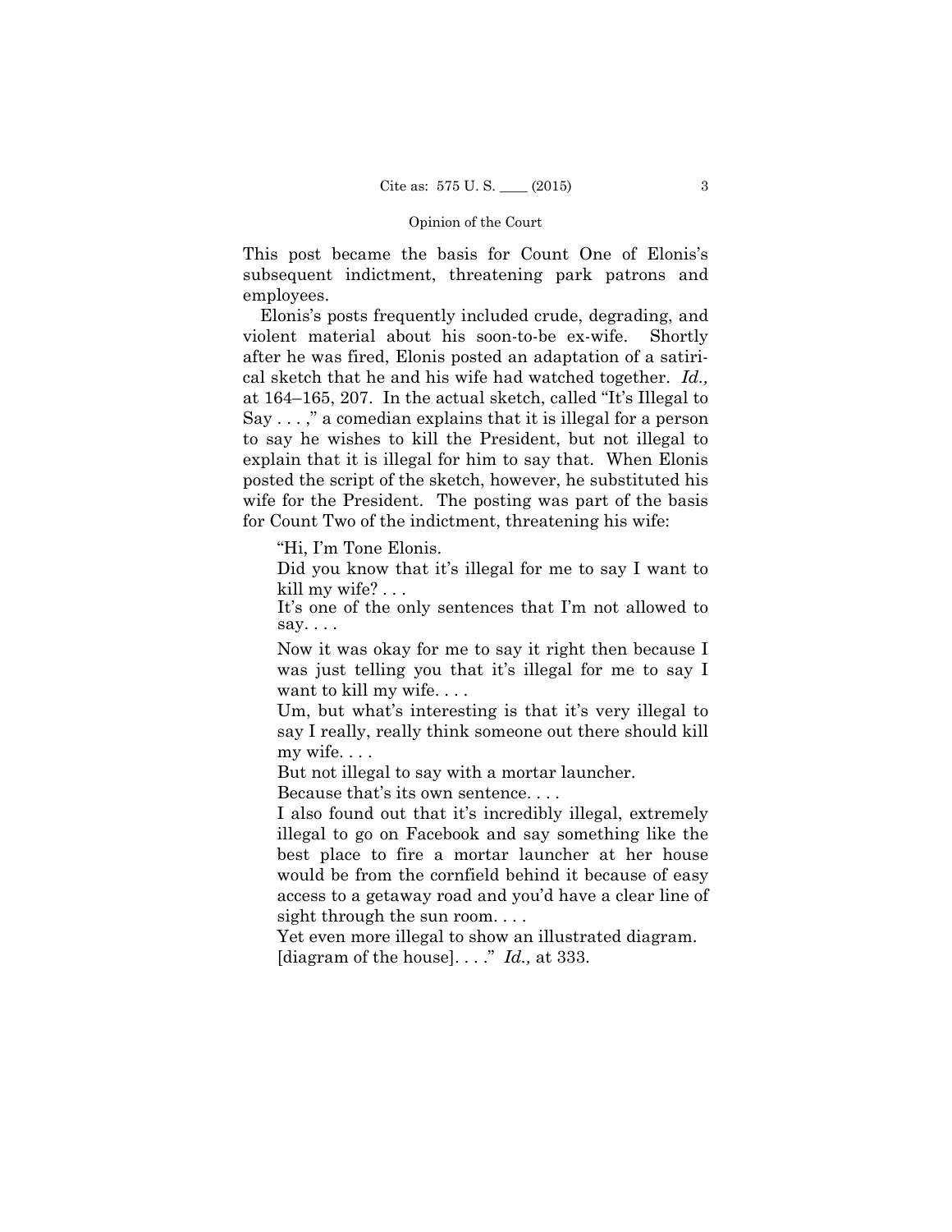This post became the basis for Count One of Elonis's subsequent indictment, threatening park patrons and employees.

Elonis's posts frequently included crude, degrading, and violent material about his soon-to-be ex-wife. Shortly after he was fired, Elonis posted an adaptation of a satirical sketch that he and his wife had watched together. *Id.,* at 164–165, 207. In the actual sketch, called "It's Illegal to Say . . . ," a comedian explains that it is illegal for a person to say he wishes to kill the President, but not illegal to explain that it is illegal for him to say that. When Elonis posted the script of the sketch, however, he substituted his wife for the President. The posting was part of the basis for Count Two of the indictment, threatening his wife:

> "Hi, I'm Tone Elonis.
>
> Did you know that it's illegal for me to say I want to kill my wife? . . .
>
> It's one of the only sentences that I'm not allowed to say. . . .
>
> Now it was okay for me to say it right then because I was just telling you that it's illegal for me to say I want to kill my wife. . . .
>
> Um, but what's interesting is that it's very illegal to say I really, really think someone out there should kill my wife. . . .
>
> But not illegal to say with a mortar launcher.
>
> Because that's its own sentence. . . .
>
> I also found out that it's incredibly illegal, extremely illegal to go on Facebook and say something like the best place to fire a mortar launcher at her house would be from the cornfield behind it because of easy access to a getaway road and you'd have a clear line of sight through the sun room. . . .
>
> Yet even more illegal to show an illustrated diagram.
>
> [diagram of the house]. . . ." *Id.,* at 333.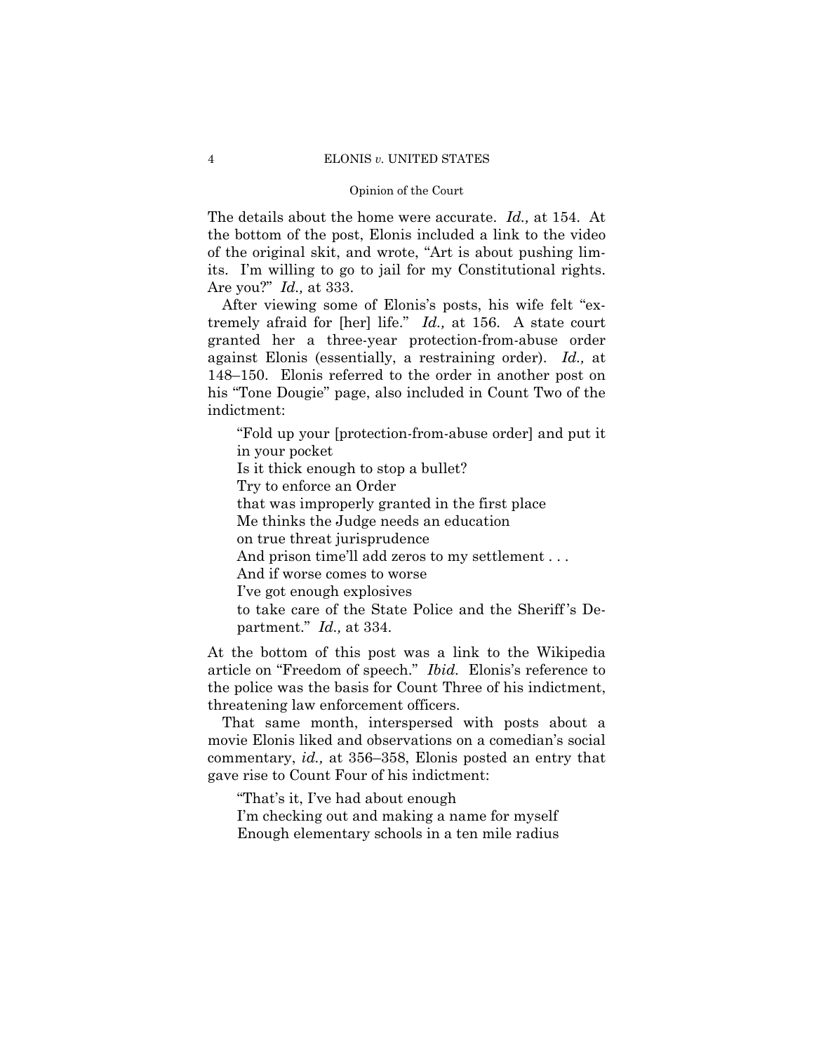The details about the home were accurate. *Id.,* at 154. At the bottom of the post, Elonis included a link to the video of the original skit, and wrote, "Art is about pushing limits. I'm willing to go to jail for my Constitutional rights. Are you?" *Id.,* at 333.

After viewing some of Elonis's posts, his wife felt "extremely afraid for [her] life." *Id.,* at 156. A state court granted her a three-year protection-from-abuse order against Elonis (essentially, a restraining order). *Id.,* at 148–150. Elonis referred to the order in another post on his "Tone Dougie" page, also included in Count Two of the indictment:

> "Fold up your [protection-from-abuse order] and put it in your pocket
> Is it thick enough to stop a bullet?
> Try to enforce an Order
> that was improperly granted in the first place
> Me thinks the Judge needs an education
> on true threat jurisprudence
> And prison time'll add zeros to my settlement . . .
> And if worse comes to worse
> I've got enough explosives
> to take care of the State Police and the Sheriff's Department." *Id.,* at 334.

At the bottom of this post was a link to the Wikipedia article on "Freedom of speech." *Ibid.* Elonis's reference to the police was the basis for Count Three of his indictment, threatening law enforcement officers.

That same month, interspersed with posts about a movie Elonis liked and observations on a comedian's social commentary, *id.,* at 356–358, Elonis posted an entry that gave rise to Count Four of his indictment:

> "That's it, I've had about enough
> I'm checking out and making a name for myself
> Enough elementary schools in a ten mile radius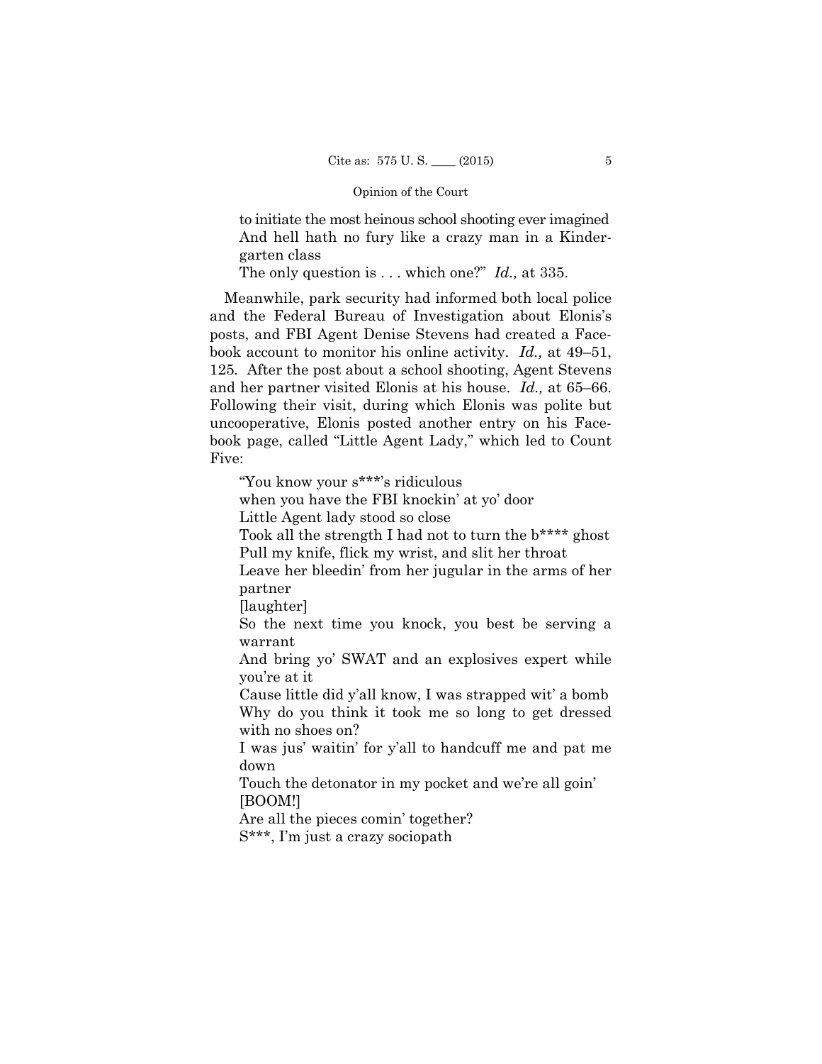to initiate the most heinous school shooting ever imagined
And hell hath no fury like a crazy man in a Kindergarten class
The only question is . . . which one?" *Id.,* at 335.

Meanwhile, park security had informed both local police and the Federal Bureau of Investigation about Elonis's posts, and FBI Agent Denise Stevens had created a Facebook account to monitor his online activity. *Id.,* at 49–51, 125. After the post about a school shooting, Agent Stevens and her partner visited Elonis at his house. *Id.,* at 65–66. Following their visit, during which Elonis was polite but uncooperative, Elonis posted another entry on his Facebook page, called "Little Agent Lady," which led to Count Five:

"You know your s***'s ridiculous
when you have the FBI knockin' at yo' door
Little Agent lady stood so close
Took all the strength I had not to turn the b**** ghost
Pull my knife, flick my wrist, and slit her throat
Leave her bleedin' from her jugular in the arms of her partner
[laughter]
So the next time you knock, you best be serving a warrant
And bring yo' SWAT and an explosives expert while you're at it
Cause little did y'all know, I was strapped wit' a bomb
Why do you think it took me so long to get dressed with no shoes on?
I was jus' waitin' for y'all to handcuff me and pat me down
Touch the detonator in my pocket and we're all goin'
[BOOM!]
Are all the pieces comin' together?
S***, I'm just a crazy sociopath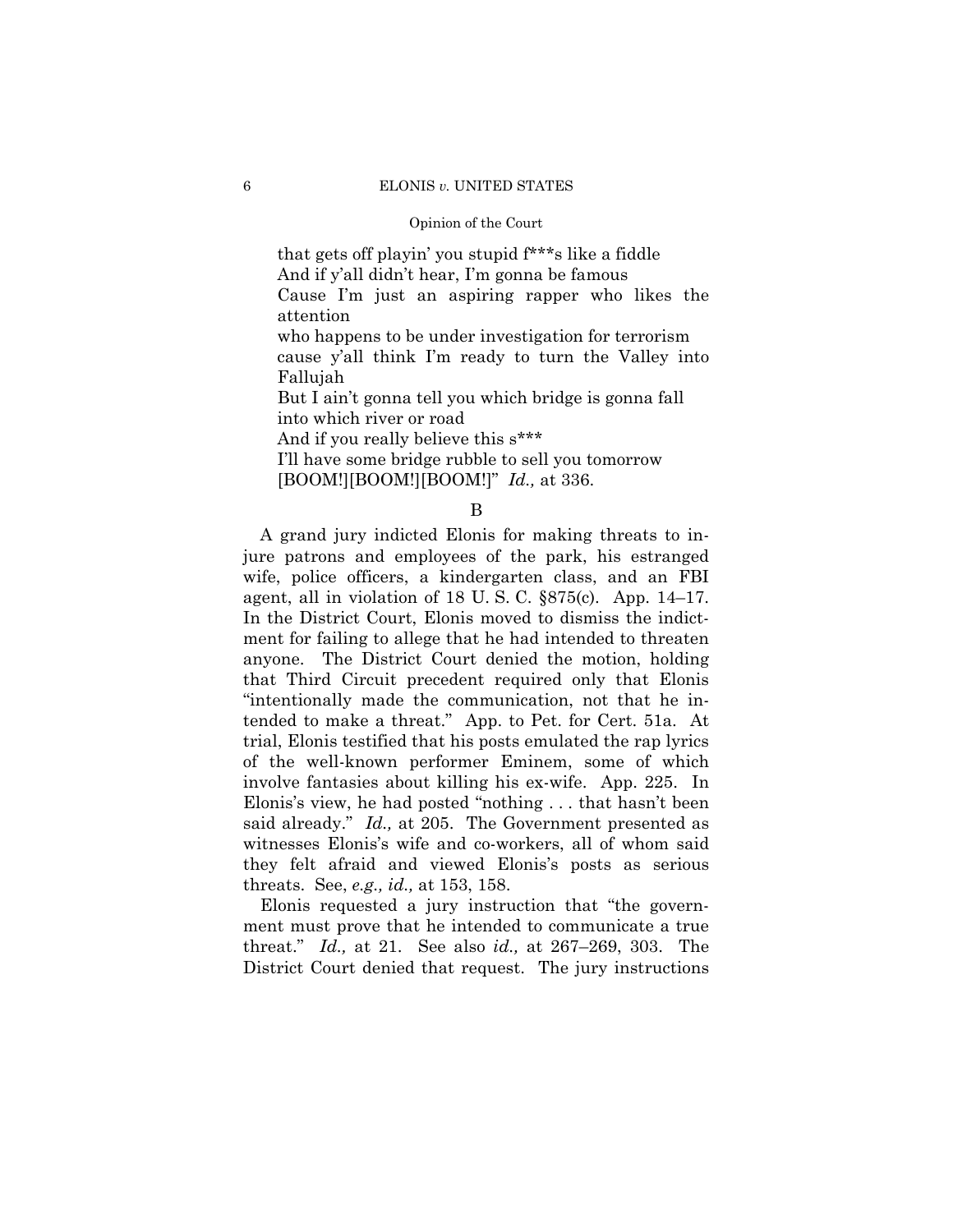that gets off playin' you stupid f***s like a fiddle
And if y'all didn't hear, I'm gonna be famous
Cause I'm just an aspiring rapper who likes the attention
who happens to be under investigation for terrorism
cause y'all think I'm ready to turn the Valley into Fallujah
But I ain't gonna tell you which bridge is gonna fall into which river or road
And if you really believe this s***
I'll have some bridge rubble to sell you tomorrow
[BOOM!][BOOM!][BOOM!]" *Id.,* at 336.

B

A grand jury indicted Elonis for making threats to injure patrons and employees of the park, his estranged wife, police officers, a kindergarten class, and an FBI agent, all in violation of 18 U. S. C. §875(c). App. 14–17. In the District Court, Elonis moved to dismiss the indictment for failing to allege that he had intended to threaten anyone. The District Court denied the motion, holding that Third Circuit precedent required only that Elonis "intentionally made the communication, not that he intended to make a threat." App. to Pet. for Cert. 51a. At trial, Elonis testified that his posts emulated the rap lyrics of the well-known performer Eminem, some of which involve fantasies about killing his ex-wife. App. 225. In Elonis's view, he had posted "nothing . . . that hasn't been said already." *Id.,* at 205. The Government presented as witnesses Elonis's wife and co-workers, all of whom said they felt afraid and viewed Elonis's posts as serious threats. See, *e.g., id.,* at 153, 158.

Elonis requested a jury instruction that "the government must prove that he intended to communicate a true threat." *Id.,* at 21. See also *id.,* at 267–269, 303. The District Court denied that request. The jury instructions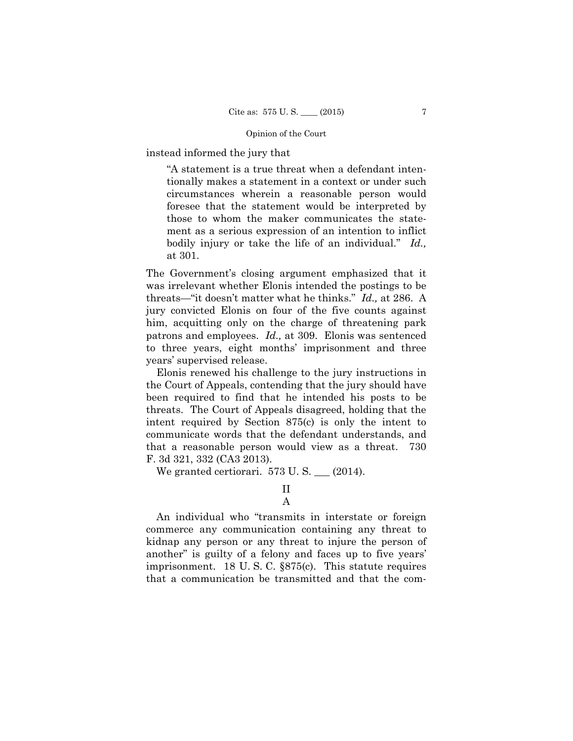instead informed the jury that

> "A statement is a true threat when a defendant intentionally makes a statement in a context or under such circumstances wherein a reasonable person would foresee that the statement would be interpreted by those to whom the maker communicates the statement as a serious expression of an intention to inflict bodily injury or take the life of an individual." *Id.,* at 301.

The Government's closing argument emphasized that it was irrelevant whether Elonis intended the postings to be threats—"it doesn't matter what he thinks." *Id.,* at 286. A jury convicted Elonis on four of the five counts against him, acquitting only on the charge of threatening park patrons and employees. *Id.,* at 309. Elonis was sentenced to three years, eight months' imprisonment and three years' supervised release.

Elonis renewed his challenge to the jury instructions in the Court of Appeals, contending that the jury should have been required to find that he intended his posts to be threats. The Court of Appeals disagreed, holding that the intent required by Section 875(c) is only the intent to communicate words that the defendant understands, and that a reasonable person would view as a threat. 730 F. 3d 321, 332 (CA3 2013).

We granted certiorari. 573 U. S. ___ (2014).

## II

### A

An individual who "transmits in interstate or foreign commerce any communication containing any threat to kidnap any person or any threat to injure the person of another" is guilty of a felony and faces up to five years' imprisonment. 18 U. S. C. §875(c). This statute requires that a communication be transmitted and that the com-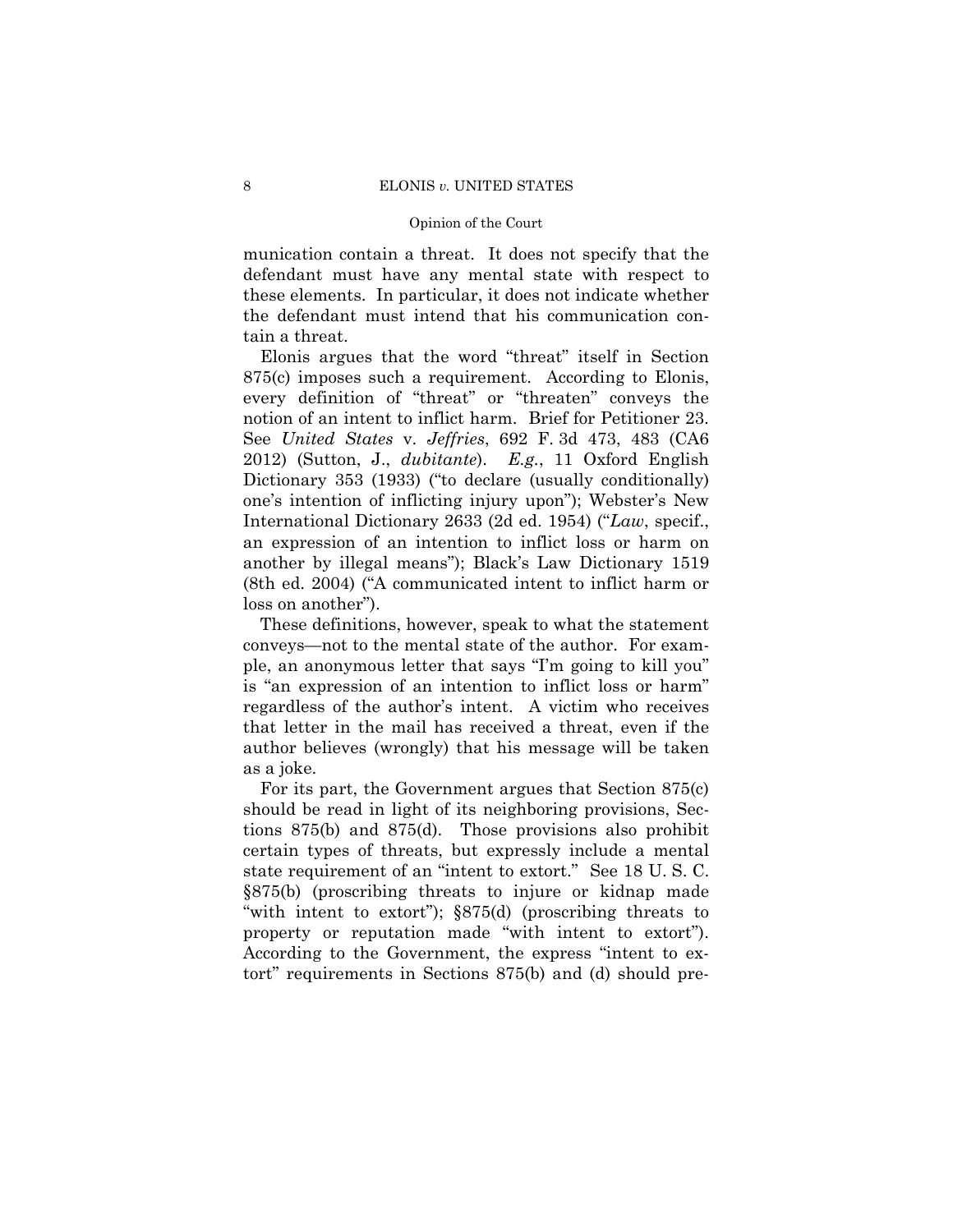munication contain a threat. It does not specify that the defendant must have any mental state with respect to these elements. In particular, it does not indicate whether the defendant must intend that his communication contain a threat.

Elonis argues that the word "threat" itself in Section 875(c) imposes such a requirement. According to Elonis, every definition of "threat" or "threaten" conveys the notion of an intent to inflict harm. Brief for Petitioner 23. See *United States* v. *Jeffries*, 692 F. 3d 473, 483 (CA6 2012) (Sutton, J., *dubitante*). *E.g.*, 11 Oxford English Dictionary 353 (1933) ("to declare (usually conditionally) one's intention of inflicting injury upon"); Webster's New International Dictionary 2633 (2d ed. 1954) ("*Law*, specif., an expression of an intention to inflict loss or harm on another by illegal means"); Black's Law Dictionary 1519 (8th ed. 2004) ("A communicated intent to inflict harm or loss on another").

These definitions, however, speak to what the statement conveys—not to the mental state of the author. For example, an anonymous letter that says "I'm going to kill you" is "an expression of an intention to inflict loss or harm" regardless of the author's intent. A victim who receives that letter in the mail has received a threat, even if the author believes (wrongly) that his message will be taken as a joke.

For its part, the Government argues that Section 875(c) should be read in light of its neighboring provisions, Sections 875(b) and 875(d). Those provisions also prohibit certain types of threats, but expressly include a mental state requirement of an "intent to extort." See 18 U. S. C. §875(b) (proscribing threats to injure or kidnap made "with intent to extort"); §875(d) (proscribing threats to property or reputation made "with intent to extort"). According to the Government, the express "intent to extort" requirements in Sections 875(b) and (d) should pre-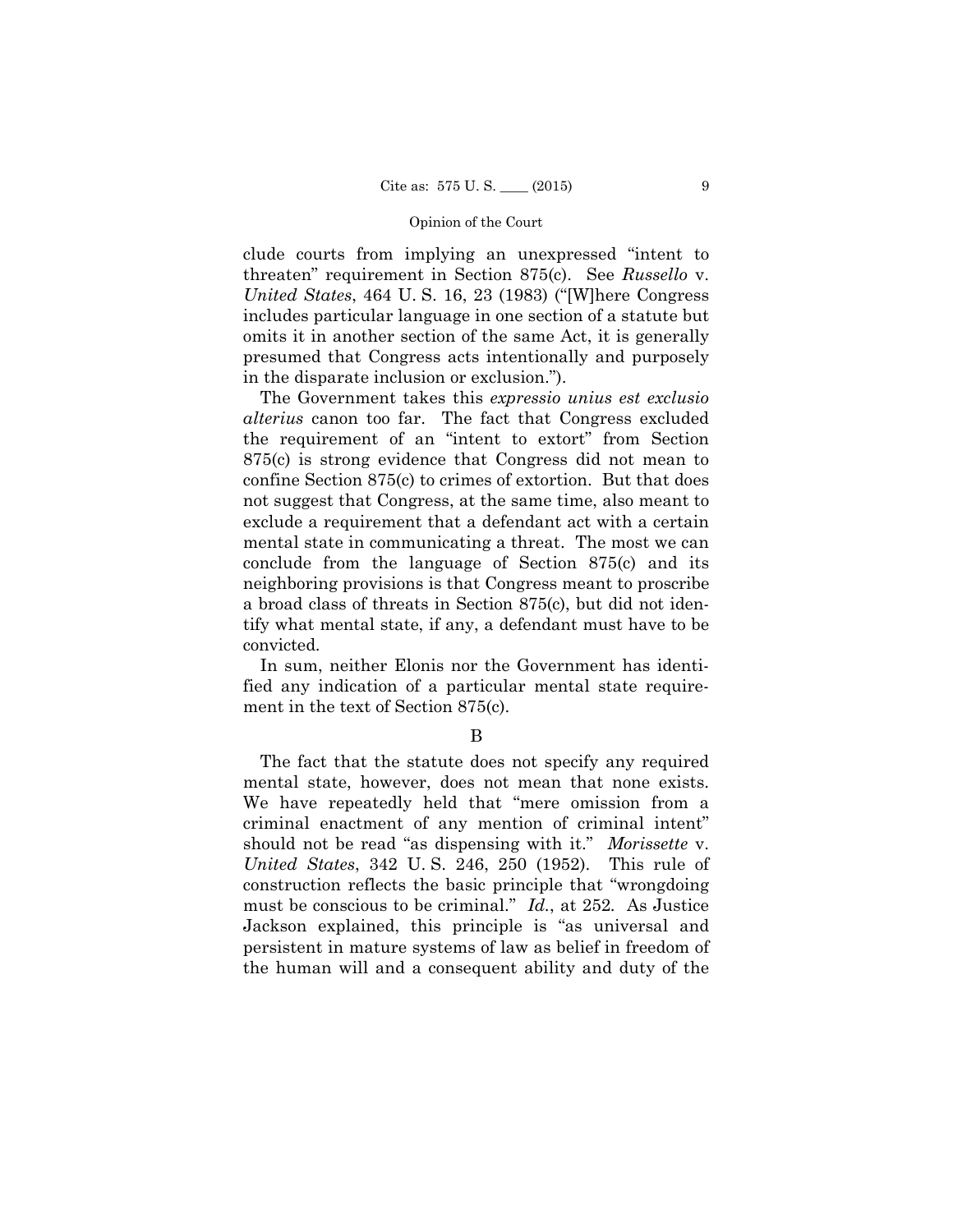clude courts from implying an unexpressed "intent to threaten" requirement in Section 875(c). See *Russello* v. *United States*, 464 U. S. 16, 23 (1983) ("[W]here Congress includes particular language in one section of a statute but omits it in another section of the same Act, it is generally presumed that Congress acts intentionally and purposely in the disparate inclusion or exclusion.").

The Government takes this *expressio unius est exclusio alterius* canon too far. The fact that Congress excluded the requirement of an "intent to extort" from Section 875(c) is strong evidence that Congress did not mean to confine Section 875(c) to crimes of extortion. But that does not suggest that Congress, at the same time, also meant to exclude a requirement that a defendant act with a certain mental state in communicating a threat. The most we can conclude from the language of Section 875(c) and its neighboring provisions is that Congress meant to proscribe a broad class of threats in Section 875(c), but did not identify what mental state, if any, a defendant must have to be convicted.

In sum, neither Elonis nor the Government has identified any indication of a particular mental state requirement in the text of Section 875(c).

## B

The fact that the statute does not specify any required mental state, however, does not mean that none exists. We have repeatedly held that "mere omission from a criminal enactment of any mention of criminal intent" should not be read "as dispensing with it." *Morissette* v. *United States*, 342 U. S. 246, 250 (1952). This rule of construction reflects the basic principle that "wrongdoing must be conscious to be criminal." *Id.*, at 252. As Justice Jackson explained, this principle is "as universal and persistent in mature systems of law as belief in freedom of the human will and a consequent ability and duty of the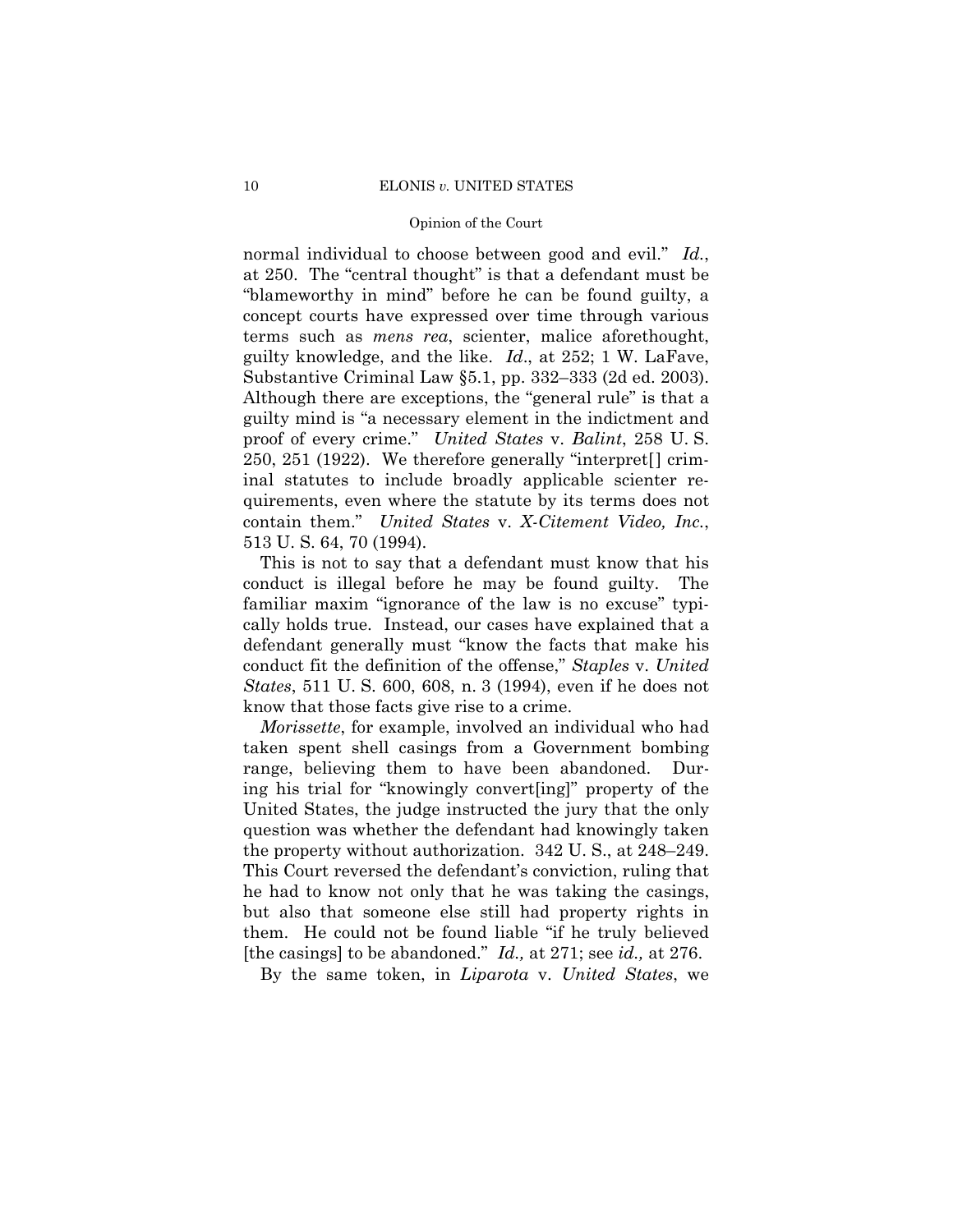normal individual to choose between good and evil." *Id.*, at 250. The "central thought" is that a defendant must be "blameworthy in mind" before he can be found guilty, a concept courts have expressed over time through various terms such as *mens rea*, scienter, malice aforethought, guilty knowledge, and the like. *Id*., at 252; 1 W. LaFave, Substantive Criminal Law §5.1, pp. 332–333 (2d ed. 2003). Although there are exceptions, the "general rule" is that a guilty mind is "a necessary element in the indictment and proof of every crime." *United States* v. *Balint*, 258 U. S. 250, 251 (1922). We therefore generally "interpret[] criminal statutes to include broadly applicable scienter requirements, even where the statute by its terms does not contain them." *United States* v. *X-Citement Video, Inc.*, 513 U. S. 64, 70 (1994).

This is not to say that a defendant must know that his conduct is illegal before he may be found guilty. The familiar maxim "ignorance of the law is no excuse" typically holds true. Instead, our cases have explained that a defendant generally must "know the facts that make his conduct fit the definition of the offense," *Staples* v. *United States*, 511 U. S. 600, 608, n. 3 (1994), even if he does not know that those facts give rise to a crime.

*Morissette*, for example, involved an individual who had taken spent shell casings from a Government bombing range, believing them to have been abandoned. During his trial for "knowingly convert[ing]" property of the United States, the judge instructed the jury that the only question was whether the defendant had knowingly taken the property without authorization. 342 U. S., at 248–249. This Court reversed the defendant's conviction, ruling that he had to know not only that he was taking the casings, but also that someone else still had property rights in them. He could not be found liable "if he truly believed [the casings] to be abandoned." *Id.,* at 271; see *id.,* at 276.

By the same token, in *Liparota* v. *United States*, we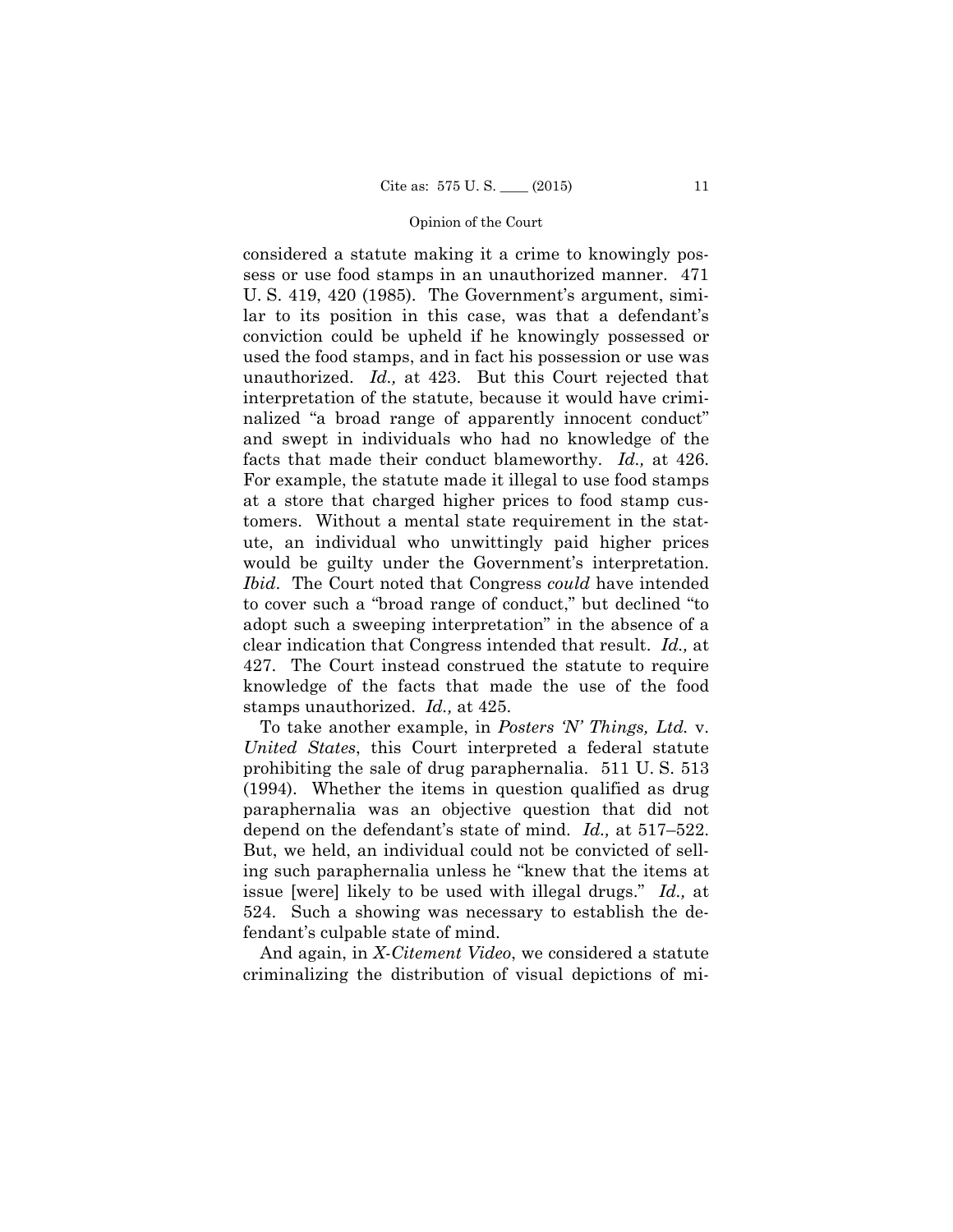considered a statute making it a crime to knowingly possess or use food stamps in an unauthorized manner. 471 U. S. 419, 420 (1985). The Government's argument, similar to its position in this case, was that a defendant's conviction could be upheld if he knowingly possessed or used the food stamps, and in fact his possession or use was unauthorized. *Id.,* at 423. But this Court rejected that interpretation of the statute, because it would have criminalized "a broad range of apparently innocent conduct" and swept in individuals who had no knowledge of the facts that made their conduct blameworthy. *Id.,* at 426. For example, the statute made it illegal to use food stamps at a store that charged higher prices to food stamp customers. Without a mental state requirement in the statute, an individual who unwittingly paid higher prices would be guilty under the Government's interpretation. *Ibid*. The Court noted that Congress *could* have intended to cover such a "broad range of conduct," but declined "to adopt such a sweeping interpretation" in the absence of a clear indication that Congress intended that result. *Id.,* at 427. The Court instead construed the statute to require knowledge of the facts that made the use of the food stamps unauthorized. *Id.,* at 425.

To take another example, in *Posters 'N' Things, Ltd.* v. *United States*, this Court interpreted a federal statute prohibiting the sale of drug paraphernalia. 511 U. S. 513 (1994). Whether the items in question qualified as drug paraphernalia was an objective question that did not depend on the defendant's state of mind. *Id.,* at 517–522. But, we held, an individual could not be convicted of selling such paraphernalia unless he "knew that the items at issue [were] likely to be used with illegal drugs." *Id.,* at 524. Such a showing was necessary to establish the defendant's culpable state of mind.

And again, in *X-Citement Video*, we considered a statute criminalizing the distribution of visual depictions of mi-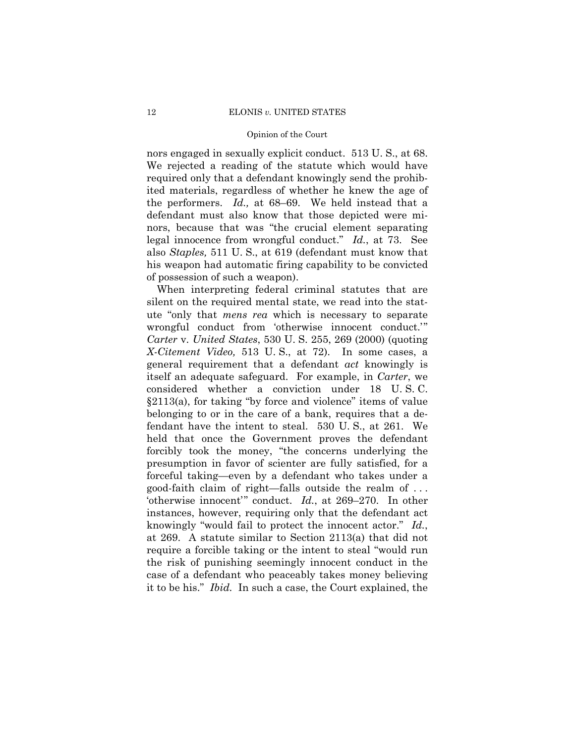nors engaged in sexually explicit conduct. 513 U. S., at 68. We rejected a reading of the statute which would have required only that a defendant knowingly send the prohibited materials, regardless of whether he knew the age of the performers. *Id.,* at 68–69. We held instead that a defendant must also know that those depicted were minors, because that was "the crucial element separating legal innocence from wrongful conduct." *Id.*, at 73. See also *Staples,* 511 U. S., at 619 (defendant must know that his weapon had automatic firing capability to be convicted of possession of such a weapon).

When interpreting federal criminal statutes that are silent on the required mental state, we read into the statute "only that *mens rea* which is necessary to separate wrongful conduct from 'otherwise innocent conduct.'" *Carter* v. *United States*, 530 U. S. 255, 269 (2000) (quoting *X-Citement Video,* 513 U. S., at 72). In some cases, a general requirement that a defendant *act* knowingly is itself an adequate safeguard. For example, in *Carter*, we considered whether a conviction under 18 U. S. C. §2113(a), for taking "by force and violence" items of value belonging to or in the care of a bank, requires that a defendant have the intent to steal. 530 U. S., at 261. We held that once the Government proves the defendant forcibly took the money, "the concerns underlying the presumption in favor of scienter are fully satisfied, for a forceful taking—even by a defendant who takes under a good-faith claim of right—falls outside the realm of . . . 'otherwise innocent'" conduct. *Id.*, at 269–270. In other instances, however, requiring only that the defendant act knowingly "would fail to protect the innocent actor." *Id.*, at 269. A statute similar to Section 2113(a) that did not require a forcible taking or the intent to steal "would run the risk of punishing seemingly innocent conduct in the case of a defendant who peaceably takes money believing it to be his." *Ibid.* In such a case, the Court explained, the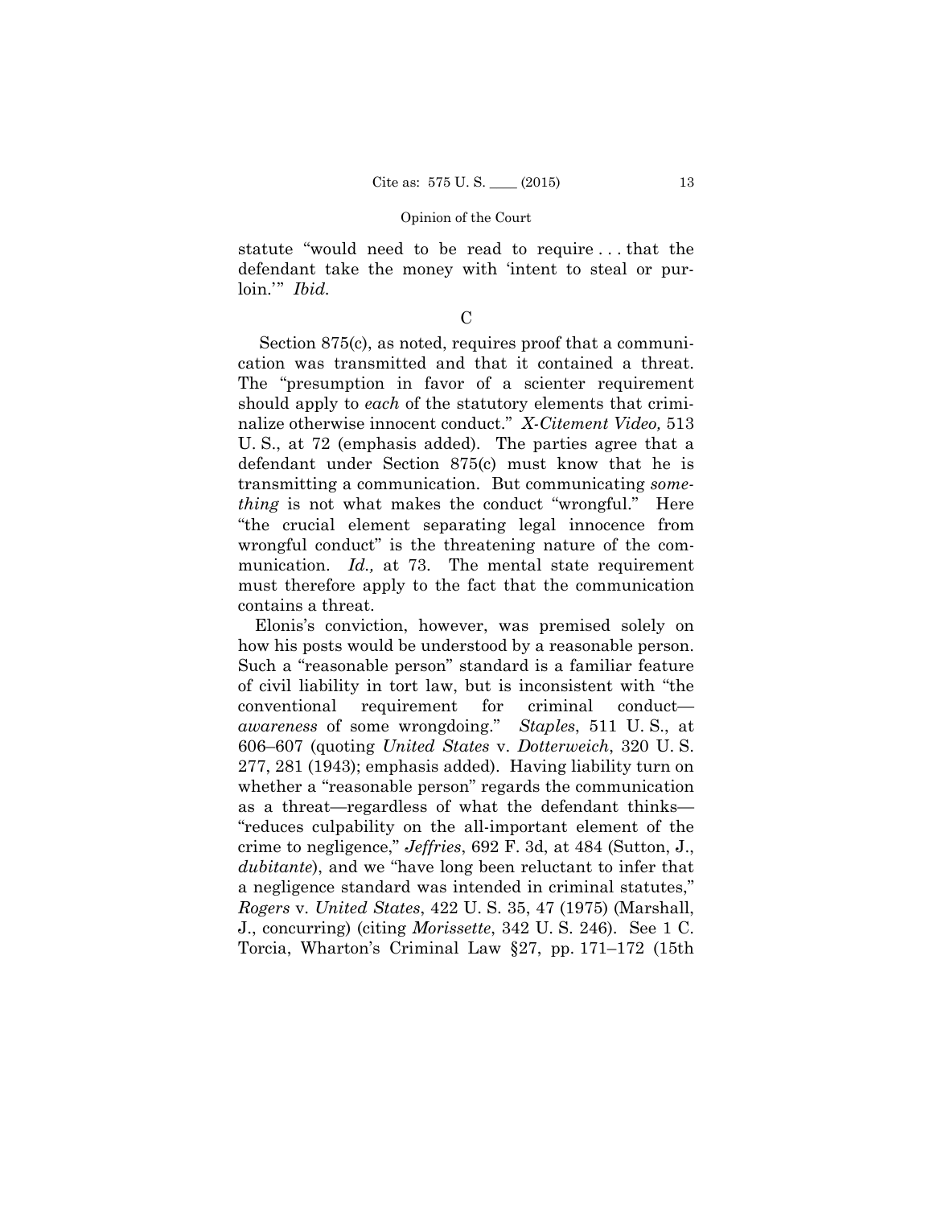statute "would need to be read to require . . . that the defendant take the money with 'intent to steal or purloin.'" *Ibid.*

C

Section 875(c), as noted, requires proof that a communication was transmitted and that it contained a threat. The "presumption in favor of a scienter requirement should apply to *each* of the statutory elements that criminalize otherwise innocent conduct." *X-Citement Video,* 513 U. S., at 72 (emphasis added). The parties agree that a defendant under Section 875(c) must know that he is transmitting a communication. But communicating *something* is not what makes the conduct "wrongful." Here "the crucial element separating legal innocence from wrongful conduct" is the threatening nature of the communication. *Id.,* at 73. The mental state requirement must therefore apply to the fact that the communication contains a threat.

Elonis's conviction, however, was premised solely on how his posts would be understood by a reasonable person. Such a "reasonable person" standard is a familiar feature of civil liability in tort law, but is inconsistent with "the conventional requirement for criminal conduct—*awareness* of some wrongdoing." *Staples*, 511 U. S., at 606–607 (quoting *United States* v. *Dotterweich*, 320 U. S. 277, 281 (1943); emphasis added). Having liability turn on whether a "reasonable person" regards the communication as a threat—regardless of what the defendant thinks—"reduces culpability on the all-important element of the crime to negligence," *Jeffries*, 692 F. 3d, at 484 (Sutton, J., *dubitante*), and we "have long been reluctant to infer that a negligence standard was intended in criminal statutes," *Rogers* v. *United States*, 422 U. S. 35, 47 (1975) (Marshall, J., concurring) (citing *Morissette*, 342 U. S. 246). See 1 C. Torcia, Wharton's Criminal Law §27, pp. 171–172 (15th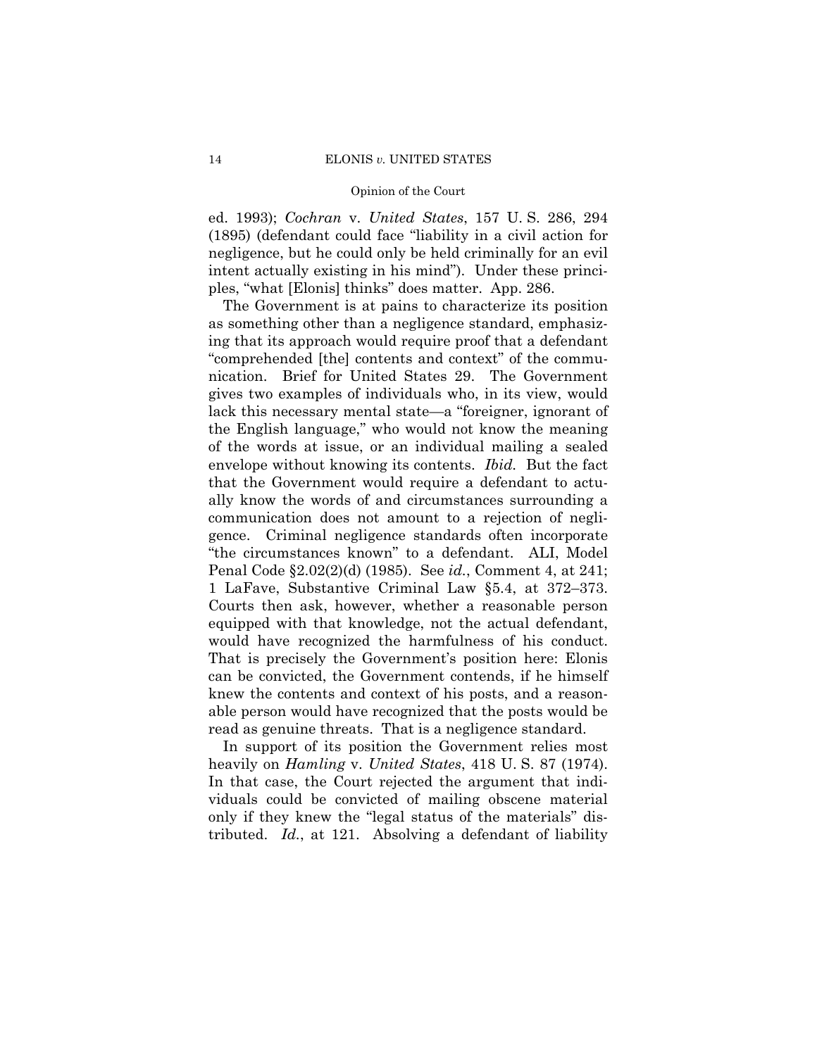ed. 1993); *Cochran* v. *United States*, 157 U. S. 286, 294 (1895) (defendant could face "liability in a civil action for negligence, but he could only be held criminally for an evil intent actually existing in his mind"). Under these principles, "what [Elonis] thinks" does matter. App. 286.

The Government is at pains to characterize its position as something other than a negligence standard, emphasizing that its approach would require proof that a defendant "comprehended [the] contents and context" of the communication. Brief for United States 29. The Government gives two examples of individuals who, in its view, would lack this necessary mental state—a "foreigner, ignorant of the English language," who would not know the meaning of the words at issue, or an individual mailing a sealed envelope without knowing its contents. *Ibid.* But the fact that the Government would require a defendant to actually know the words of and circumstances surrounding a communication does not amount to a rejection of negligence. Criminal negligence standards often incorporate "the circumstances known" to a defendant. ALI, Model Penal Code §2.02(2)(d) (1985). See *id.*, Comment 4, at 241; 1 LaFave, Substantive Criminal Law §5.4, at 372–373. Courts then ask, however, whether a reasonable person equipped with that knowledge, not the actual defendant, would have recognized the harmfulness of his conduct. That is precisely the Government's position here: Elonis can be convicted, the Government contends, if he himself knew the contents and context of his posts, and a reasonable person would have recognized that the posts would be read as genuine threats. That is a negligence standard.

In support of its position the Government relies most heavily on *Hamling* v. *United States*, 418 U. S. 87 (1974). In that case, the Court rejected the argument that individuals could be convicted of mailing obscene material only if they knew the "legal status of the materials" distributed. *Id.*, at 121. Absolving a defendant of liability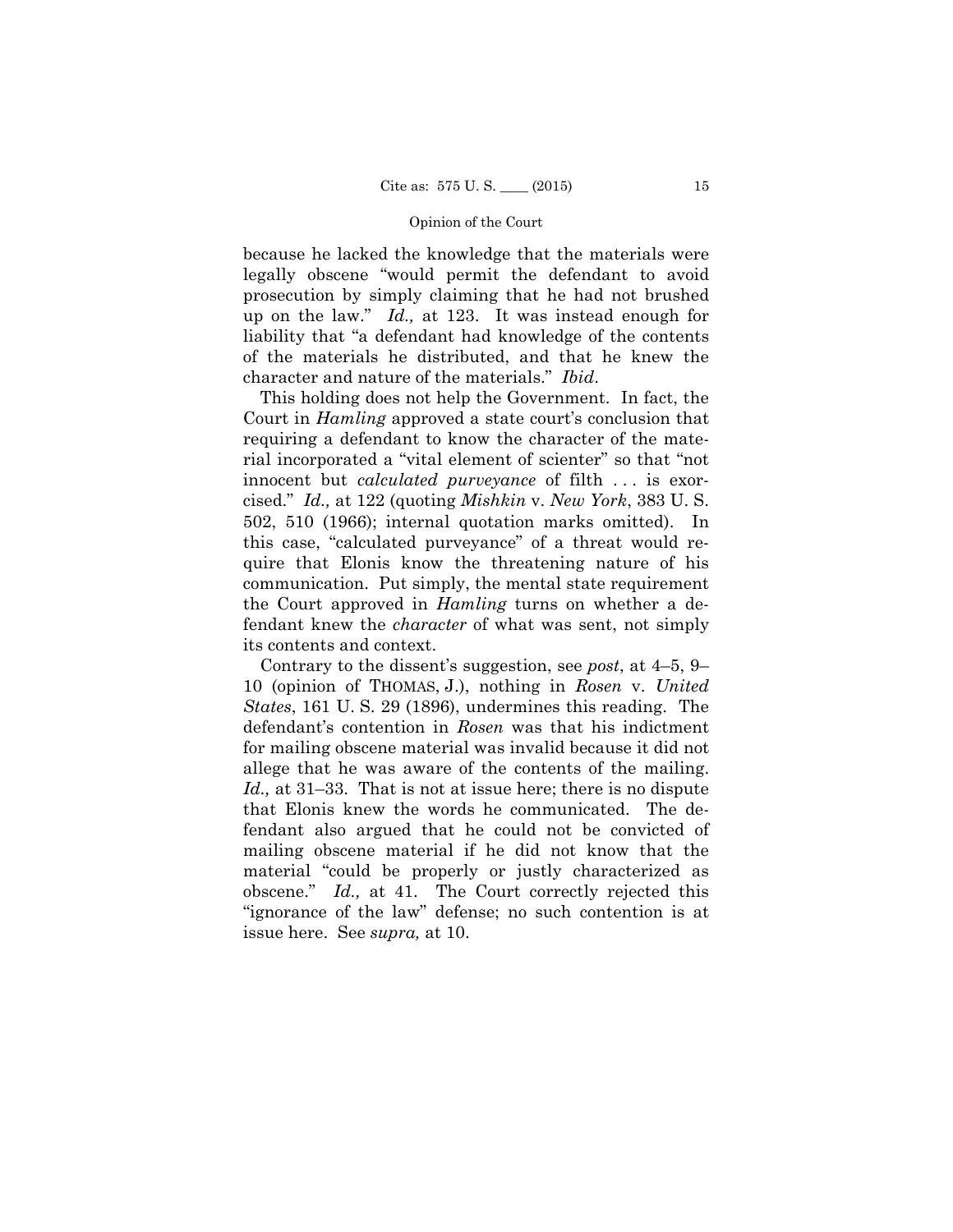because he lacked the knowledge that the materials were legally obscene "would permit the defendant to avoid prosecution by simply claiming that he had not brushed up on the law." *Id.,* at 123. It was instead enough for liability that "a defendant had knowledge of the contents of the materials he distributed, and that he knew the character and nature of the materials." *Ibid*.

This holding does not help the Government. In fact, the Court in *Hamling* approved a state court's conclusion that requiring a defendant to know the character of the material incorporated a "vital element of scienter" so that "not innocent but *calculated purveyance* of filth . . . is exorcised." *Id.,* at 122 (quoting *Mishkin* v. *New York*, 383 U. S. 502, 510 (1966); internal quotation marks omitted). In this case, "calculated purveyance" of a threat would require that Elonis know the threatening nature of his communication. Put simply, the mental state requirement the Court approved in *Hamling* turns on whether a defendant knew the *character* of what was sent, not simply its contents and context.

Contrary to the dissent's suggestion, see *post*, at 4–5, 9–10 (opinion of THOMAS, J.), nothing in *Rosen* v. *United States*, 161 U. S. 29 (1896), undermines this reading. The defendant's contention in *Rosen* was that his indictment for mailing obscene material was invalid because it did not allege that he was aware of the contents of the mailing. *Id.,* at 31–33. That is not at issue here; there is no dispute that Elonis knew the words he communicated. The defendant also argued that he could not be convicted of mailing obscene material if he did not know that the material "could be properly or justly characterized as obscene." *Id.,* at 41. The Court correctly rejected this "ignorance of the law" defense; no such contention is at issue here. See *supra,* at 10.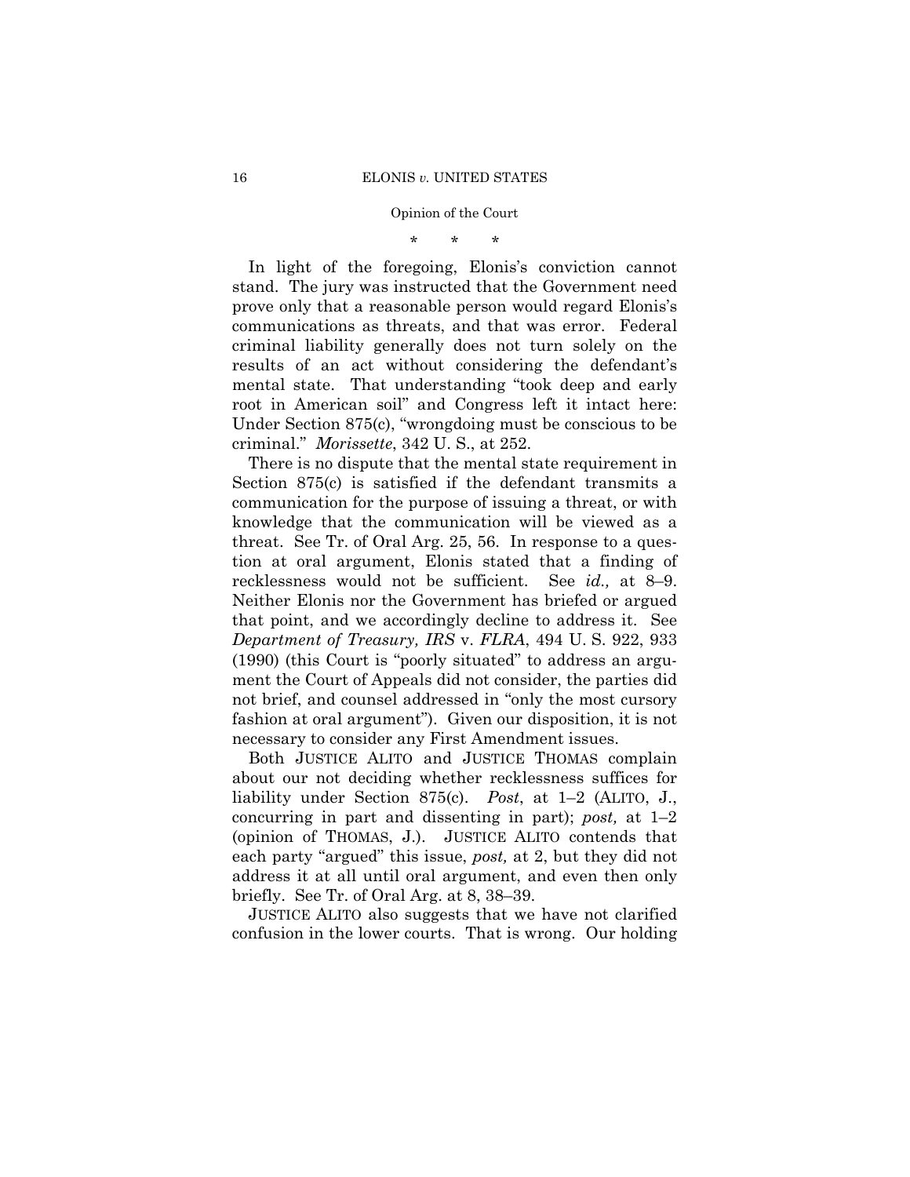\* \* \*

In light of the foregoing, Elonis's conviction cannot stand. The jury was instructed that the Government need prove only that a reasonable person would regard Elonis's communications as threats, and that was error. Federal criminal liability generally does not turn solely on the results of an act without considering the defendant's mental state. That understanding "took deep and early root in American soil" and Congress left it intact here: Under Section 875(c), "wrongdoing must be conscious to be criminal." *Morissette*, 342 U. S., at 252.

There is no dispute that the mental state requirement in Section 875(c) is satisfied if the defendant transmits a communication for the purpose of issuing a threat, or with knowledge that the communication will be viewed as a threat. See Tr. of Oral Arg. 25, 56. In response to a question at oral argument, Elonis stated that a finding of recklessness would not be sufficient. See *id.,* at 8–9. Neither Elonis nor the Government has briefed or argued that point, and we accordingly decline to address it. See *Department of Treasury, IRS* v. *FLRA*, 494 U. S. 922, 933 (1990) (this Court is "poorly situated" to address an argument the Court of Appeals did not consider, the parties did not brief, and counsel addressed in "only the most cursory fashion at oral argument"). Given our disposition, it is not necessary to consider any First Amendment issues.

Both JUSTICE ALITO and JUSTICE THOMAS complain about our not deciding whether recklessness suffices for liability under Section 875(c). *Post*, at 1–2 (ALITO, J., concurring in part and dissenting in part); *post,* at 1–2 (opinion of THOMAS, J.). JUSTICE ALITO contends that each party "argued" this issue, *post,* at 2, but they did not address it at all until oral argument, and even then only briefly. See Tr. of Oral Arg. at 8, 38–39.

JUSTICE ALITO also suggests that we have not clarified confusion in the lower courts. That is wrong. Our holding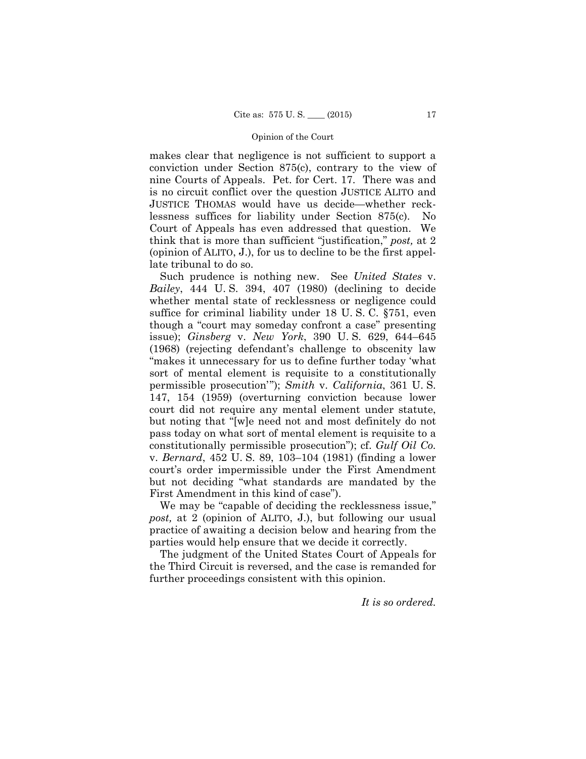makes clear that negligence is not sufficient to support a conviction under Section 875(c), contrary to the view of nine Courts of Appeals. Pet. for Cert. 17. There was and is no circuit conflict over the question JUSTICE ALITO and JUSTICE THOMAS would have us decide—whether recklessness suffices for liability under Section 875(c). No Court of Appeals has even addressed that question. We think that is more than sufficient "justification," *post,* at 2 (opinion of ALITO, J.), for us to decline to be the first appellate tribunal to do so.

Such prudence is nothing new. See *United States* v. *Bailey*, 444 U. S. 394, 407 (1980) (declining to decide whether mental state of recklessness or negligence could suffice for criminal liability under 18 U. S. C. §751, even though a "court may someday confront a case" presenting issue); *Ginsberg* v. *New York*, 390 U. S. 629, 644–645 (1968) (rejecting defendant's challenge to obscenity law "makes it unnecessary for us to define further today 'what sort of mental element is requisite to a constitutionally permissible prosecution'"); *Smith* v. *California*, 361 U. S. 147, 154 (1959) (overturning conviction because lower court did not require any mental element under statute, but noting that "[w]e need not and most definitely do not pass today on what sort of mental element is requisite to a constitutionally permissible prosecution"); cf. *Gulf Oil Co.* v. *Bernard*, 452 U. S. 89, 103–104 (1981) (finding a lower court's order impermissible under the First Amendment but not deciding "what standards are mandated by the First Amendment in this kind of case").

We may be "capable of deciding the recklessness issue," *post,* at 2 (opinion of ALITO, J.), but following our usual practice of awaiting a decision below and hearing from the parties would help ensure that we decide it correctly.

The judgment of the United States Court of Appeals for the Third Circuit is reversed, and the case is remanded for further proceedings consistent with this opinion.

*It is so ordered.*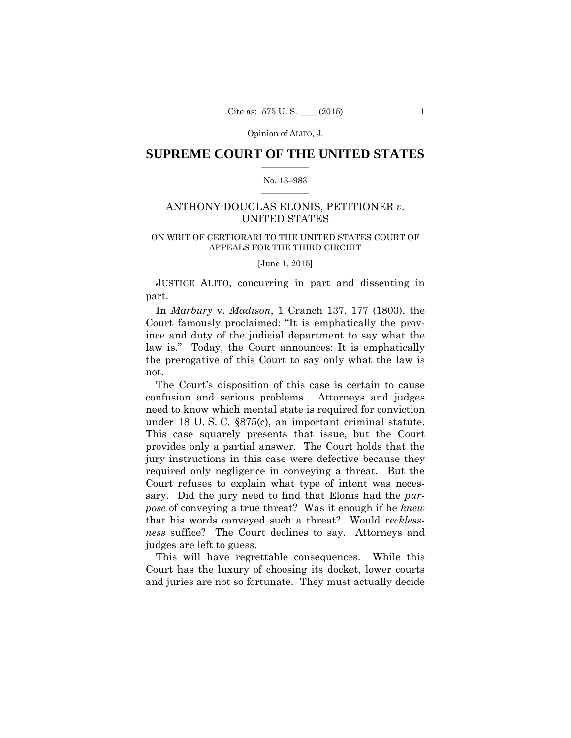# SUPREME COURT OF THE UNITED STATES

No. 13–983

ANTHONY DOUGLAS ELONIS, PETITIONER *v.* UNITED STATES

ON WRIT OF CERTIORARI TO THE UNITED STATES COURT OF APPEALS FOR THE THIRD CIRCUIT

[June 1, 2015]

JUSTICE ALITO, concurring in part and dissenting in part.

In *Marbury* v. *Madison*, 1 Cranch 137, 177 (1803), the Court famously proclaimed: "It is emphatically the province and duty of the judicial department to say what the law is." Today, the Court announces: It is emphatically the prerogative of this Court to say only what the law is not.

The Court's disposition of this case is certain to cause confusion and serious problems. Attorneys and judges need to know which mental state is required for conviction under 18 U. S. C. §875(c), an important criminal statute. This case squarely presents that issue, but the Court provides only a partial answer. The Court holds that the jury instructions in this case were defective because they required only negligence in conveying a threat. But the Court refuses to explain what type of intent was necessary. Did the jury need to find that Elonis had the *purpose* of conveying a true threat? Was it enough if he *knew* that his words conveyed such a threat? Would *recklessness* suffice? The Court declines to say. Attorneys and judges are left to guess.

This will have regrettable consequences. While this Court has the luxury of choosing its docket, lower courts and juries are not so fortunate. They must actually decide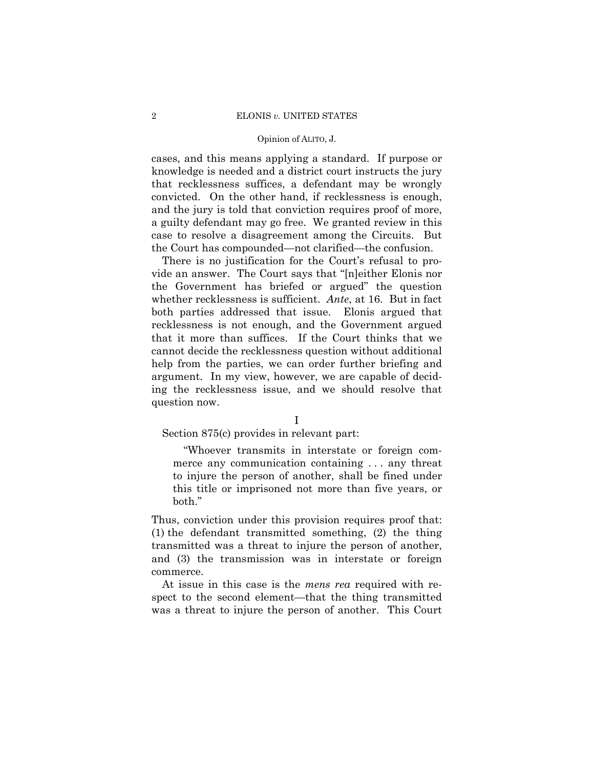cases, and this means applying a standard. If purpose or knowledge is needed and a district court instructs the jury that recklessness suffices, a defendant may be wrongly convicted. On the other hand, if recklessness is enough, and the jury is told that conviction requires proof of more, a guilty defendant may go free. We granted review in this case to resolve a disagreement among the Circuits. But the Court has compounded—not clarified—the confusion.

There is no justification for the Court's refusal to provide an answer. The Court says that "[n]either Elonis nor the Government has briefed or argued" the question whether recklessness is sufficient. *Ante*, at 16. But in fact both parties addressed that issue. Elonis argued that recklessness is not enough, and the Government argued that it more than suffices. If the Court thinks that we cannot decide the recklessness question without additional help from the parties, we can order further briefing and argument. In my view, however, we are capable of deciding the recklessness issue, and we should resolve that question now.

## I

Section 875(c) provides in relevant part:

> "Whoever transmits in interstate or foreign commerce any communication containing . . . any threat to injure the person of another, shall be fined under this title or imprisoned not more than five years, or both."

Thus, conviction under this provision requires proof that: (1) the defendant transmitted something, (2) the thing transmitted was a threat to injure the person of another, and (3) the transmission was in interstate or foreign commerce.

At issue in this case is the *mens rea* required with respect to the second element—that the thing transmitted was a threat to injure the person of another. This Court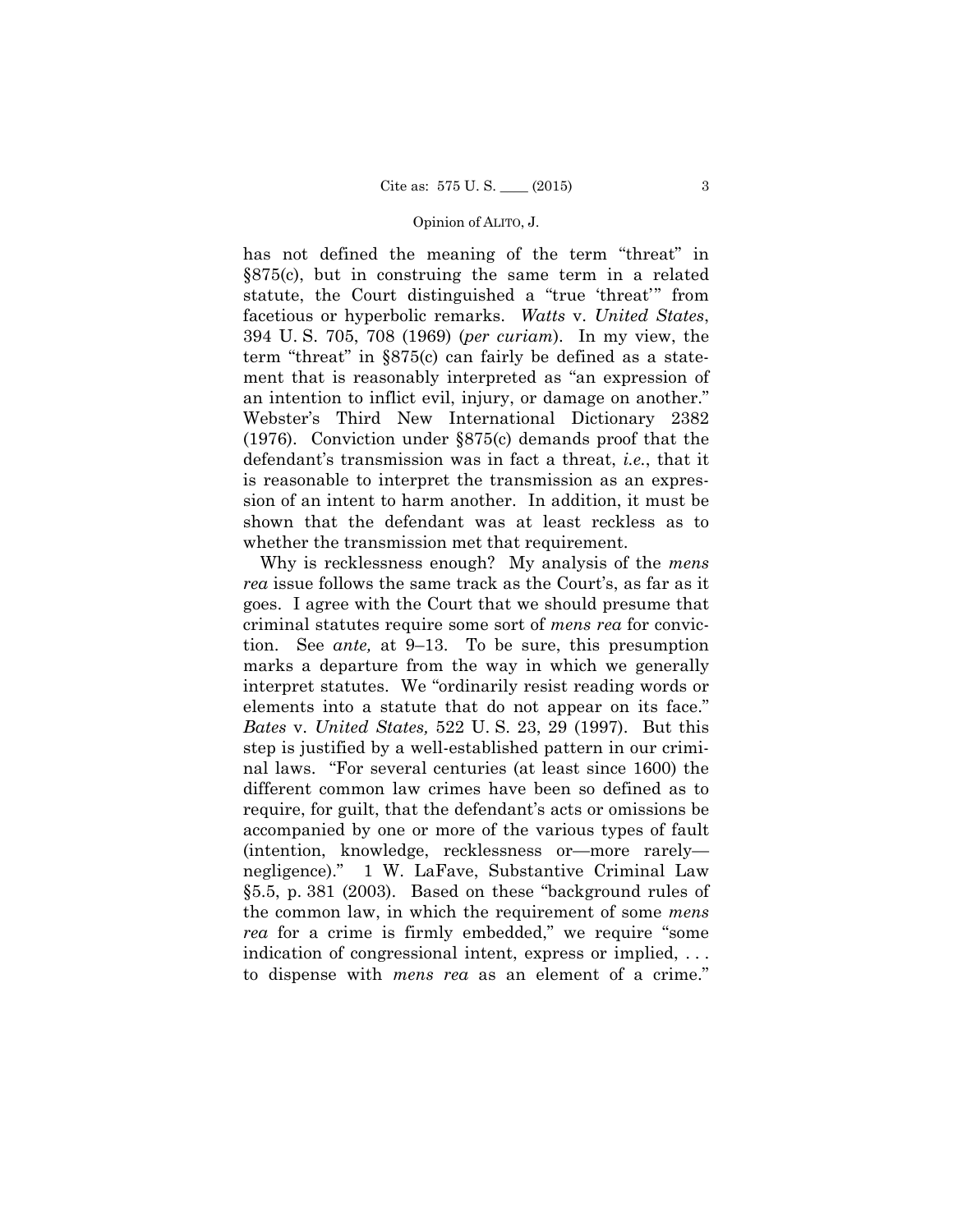has not defined the meaning of the term "threat" in §875(c), but in construing the same term in a related statute, the Court distinguished a "true 'threat'" from facetious or hyperbolic remarks. *Watts* v. *United States*, 394 U. S. 705, 708 (1969) (*per curiam*). In my view, the term "threat" in §875(c) can fairly be defined as a statement that is reasonably interpreted as "an expression of an intention to inflict evil, injury, or damage on another." Webster's Third New International Dictionary 2382 (1976). Conviction under §875(c) demands proof that the defendant's transmission was in fact a threat, *i.e.*, that it is reasonable to interpret the transmission as an expression of an intent to harm another. In addition, it must be shown that the defendant was at least reckless as to whether the transmission met that requirement.

Why is recklessness enough? My analysis of the *mens rea* issue follows the same track as the Court's, as far as it goes. I agree with the Court that we should presume that criminal statutes require some sort of *mens rea* for conviction. See *ante,* at 9–13. To be sure, this presumption marks a departure from the way in which we generally interpret statutes. We "ordinarily resist reading words or elements into a statute that do not appear on its face." *Bates* v. *United States,* 522 U. S. 23, 29 (1997). But this step is justified by a well-established pattern in our criminal laws. "For several centuries (at least since 1600) the different common law crimes have been so defined as to require, for guilt, that the defendant's acts or omissions be accompanied by one or more of the various types of fault (intention, knowledge, recklessness or—more rarely—negligence)." 1 W. LaFave, Substantive Criminal Law §5.5, p. 381 (2003). Based on these "background rules of the common law, in which the requirement of some *mens rea* for a crime is firmly embedded," we require "some indication of congressional intent, express or implied, . . . to dispense with *mens rea* as an element of a crime."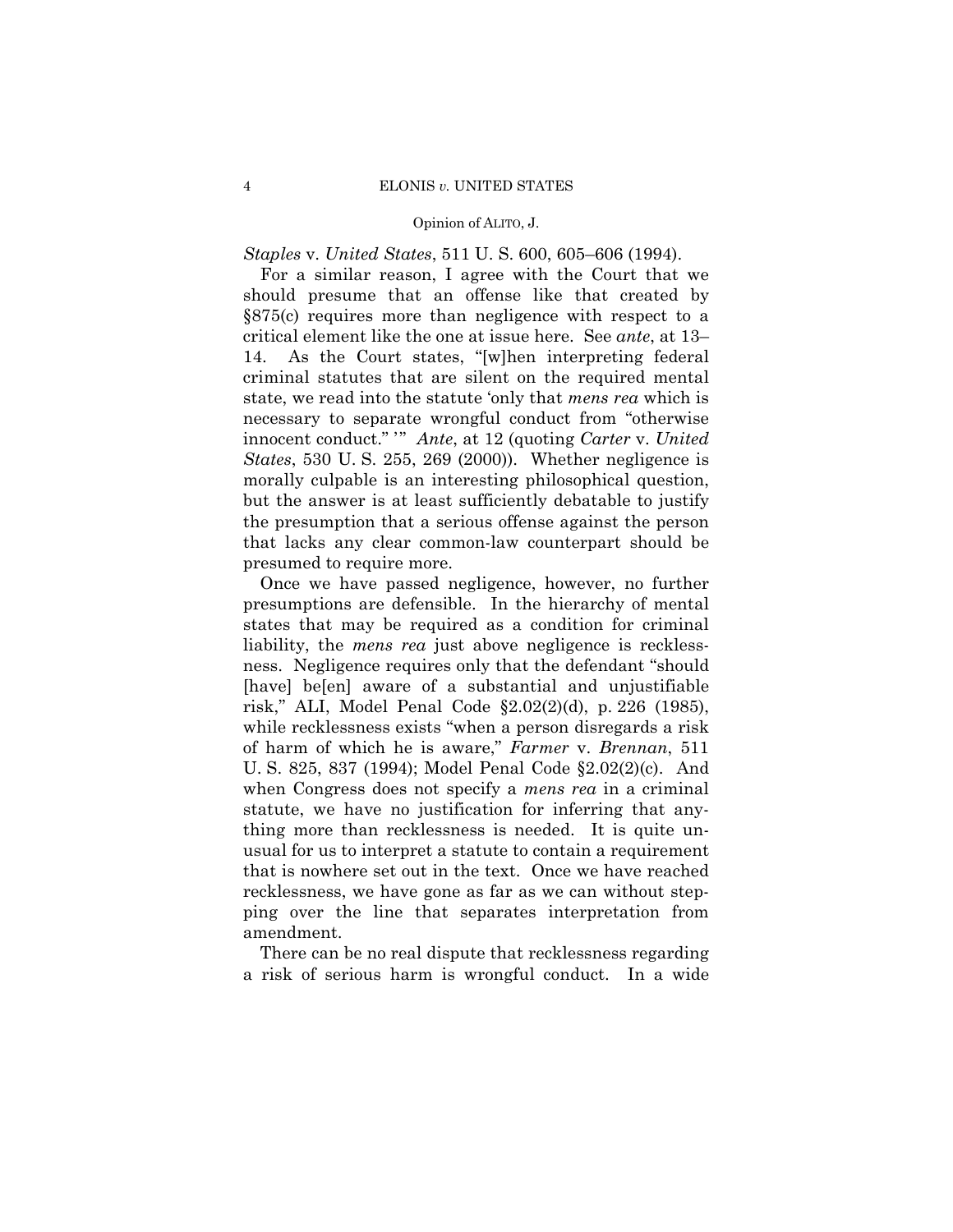*Staples* v. *United States*, 511 U. S. 600, 605–606 (1994).

For a similar reason, I agree with the Court that we should presume that an offense like that created by §875(c) requires more than negligence with respect to a critical element like the one at issue here. See *ante*, at 13–14. As the Court states, "[w]hen interpreting federal criminal statutes that are silent on the required mental state, we read into the statute 'only that *mens rea* which is necessary to separate wrongful conduct from "otherwise innocent conduct." '" *Ante*, at 12 (quoting *Carter* v. *United States*, 530 U. S. 255, 269 (2000)). Whether negligence is morally culpable is an interesting philosophical question, but the answer is at least sufficiently debatable to justify the presumption that a serious offense against the person that lacks any clear common-law counterpart should be presumed to require more.

Once we have passed negligence, however, no further presumptions are defensible. In the hierarchy of mental states that may be required as a condition for criminal liability, the *mens rea* just above negligence is recklessness. Negligence requires only that the defendant "should [have] be[en] aware of a substantial and unjustifiable risk," ALI, Model Penal Code §2.02(2)(d), p. 226 (1985), while recklessness exists "when a person disregards a risk of harm of which he is aware," *Farmer* v. *Brennan*, 511 U. S. 825, 837 (1994); Model Penal Code §2.02(2)(c). And when Congress does not specify a *mens rea* in a criminal statute, we have no justification for inferring that anything more than recklessness is needed. It is quite unusual for us to interpret a statute to contain a requirement that is nowhere set out in the text. Once we have reached recklessness, we have gone as far as we can without stepping over the line that separates interpretation from amendment.

There can be no real dispute that recklessness regarding a risk of serious harm is wrongful conduct. In a wide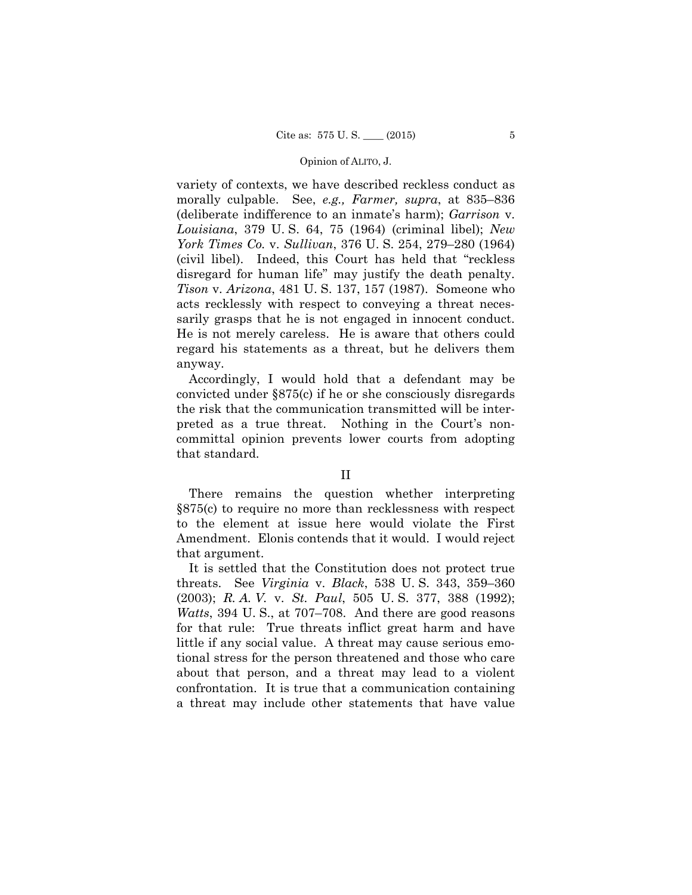variety of contexts, we have described reckless conduct as morally culpable. See, *e.g., Farmer, supra*, at 835–836 (deliberate indifference to an inmate's harm); *Garrison* v. *Louisiana*, 379 U. S. 64, 75 (1964) (criminal libel); *New York Times Co.* v. *Sullivan*, 376 U. S. 254, 279–280 (1964) (civil libel). Indeed, this Court has held that "reckless disregard for human life" may justify the death penalty. *Tison* v. *Arizona*, 481 U. S. 137, 157 (1987). Someone who acts recklessly with respect to conveying a threat necessarily grasps that he is not engaged in innocent conduct. He is not merely careless. He is aware that others could regard his statements as a threat, but he delivers them anyway.

Accordingly, I would hold that a defendant may be convicted under §875(c) if he or she consciously disregards the risk that the communication transmitted will be interpreted as a true threat. Nothing in the Court's noncommittal opinion prevents lower courts from adopting that standard.

## II

There remains the question whether interpreting §875(c) to require no more than recklessness with respect to the element at issue here would violate the First Amendment. Elonis contends that it would. I would reject that argument.

It is settled that the Constitution does not protect true threats. See *Virginia* v. *Black*, 538 U. S. 343, 359–360 (2003); *R. A. V.* v. *St. Paul*, 505 U. S. 377, 388 (1992); *Watts*, 394 U. S., at 707–708. And there are good reasons for that rule: True threats inflict great harm and have little if any social value. A threat may cause serious emotional stress for the person threatened and those who care about that person, and a threat may lead to a violent confrontation. It is true that a communication containing a threat may include other statements that have value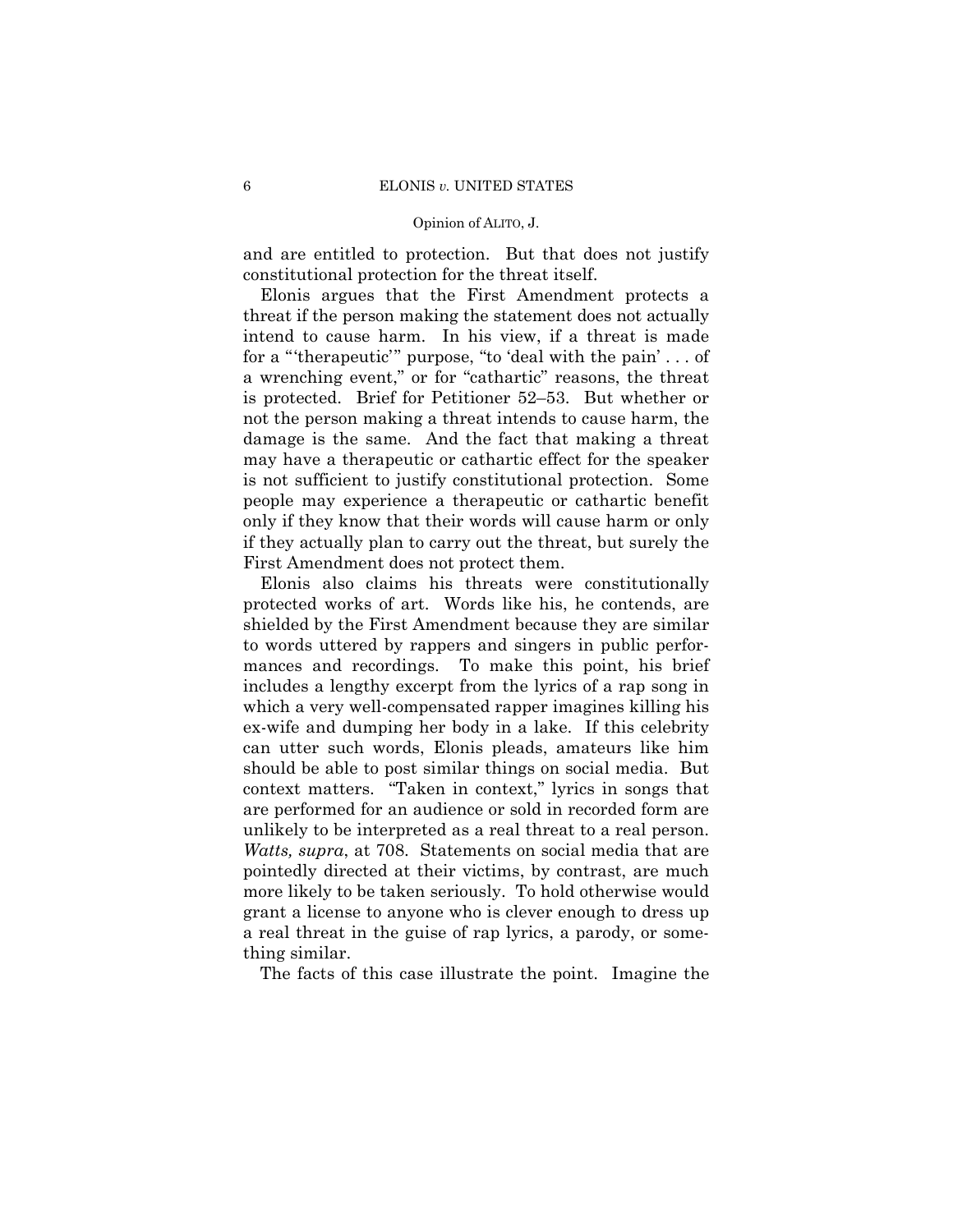and are entitled to protection. But that does not justify constitutional protection for the threat itself.

Elonis argues that the First Amendment protects a threat if the person making the statement does not actually intend to cause harm. In his view, if a threat is made for a "'therapeutic'" purpose, "to 'deal with the pain' . . . of a wrenching event," or for "cathartic" reasons, the threat is protected. Brief for Petitioner 52–53. But whether or not the person making a threat intends to cause harm, the damage is the same. And the fact that making a threat may have a therapeutic or cathartic effect for the speaker is not sufficient to justify constitutional protection. Some people may experience a therapeutic or cathartic benefit only if they know that their words will cause harm or only if they actually plan to carry out the threat, but surely the First Amendment does not protect them.

Elonis also claims his threats were constitutionally protected works of art. Words like his, he contends, are shielded by the First Amendment because they are similar to words uttered by rappers and singers in public performances and recordings. To make this point, his brief includes a lengthy excerpt from the lyrics of a rap song in which a very well-compensated rapper imagines killing his ex-wife and dumping her body in a lake. If this celebrity can utter such words, Elonis pleads, amateurs like him should be able to post similar things on social media. But context matters. "Taken in context," lyrics in songs that are performed for an audience or sold in recorded form are unlikely to be interpreted as a real threat to a real person. *Watts, supra*, at 708. Statements on social media that are pointedly directed at their victims, by contrast, are much more likely to be taken seriously. To hold otherwise would grant a license to anyone who is clever enough to dress up a real threat in the guise of rap lyrics, a parody, or something similar.

The facts of this case illustrate the point. Imagine the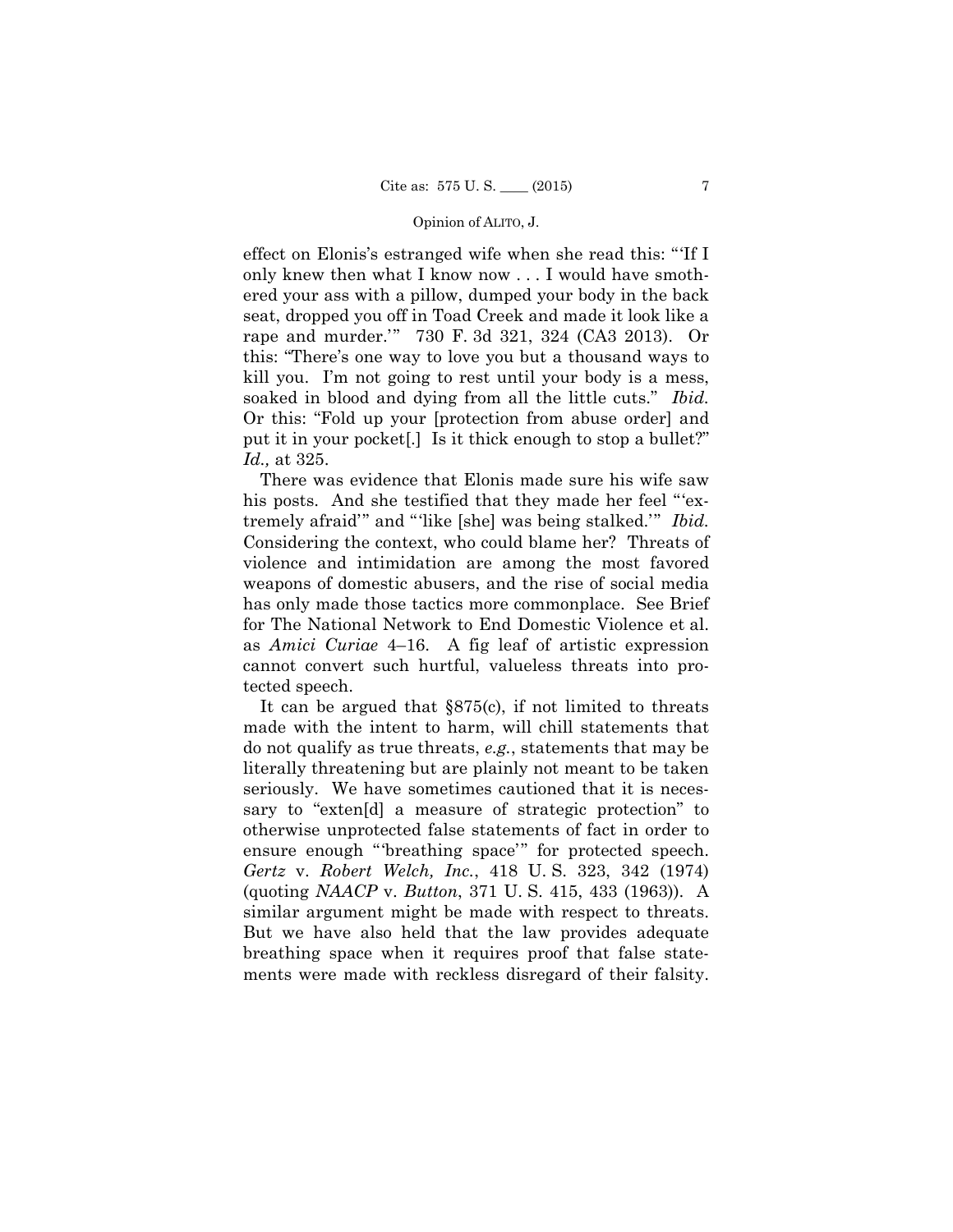effect on Elonis's estranged wife when she read this: "'If I only knew then what I know now . . . I would have smothered your ass with a pillow, dumped your body in the back seat, dropped you off in Toad Creek and made it look like a rape and murder.'" 730 F. 3d 321, 324 (CA3 2013). Or this: "There's one way to love you but a thousand ways to kill you. I'm not going to rest until your body is a mess, soaked in blood and dying from all the little cuts." *Ibid.* Or this: "Fold up your [protection from abuse order] and put it in your pocket[.] Is it thick enough to stop a bullet?" *Id.,* at 325.

There was evidence that Elonis made sure his wife saw his posts. And she testified that they made her feel "'extremely afraid'" and "'like [she] was being stalked.'" *Ibid.* Considering the context, who could blame her? Threats of violence and intimidation are among the most favored weapons of domestic abusers, and the rise of social media has only made those tactics more commonplace. See Brief for The National Network to End Domestic Violence et al. as *Amici Curiae* 4–16. A fig leaf of artistic expression cannot convert such hurtful, valueless threats into protected speech.

It can be argued that §875(c), if not limited to threats made with the intent to harm, will chill statements that do not qualify as true threats, *e.g.*, statements that may be literally threatening but are plainly not meant to be taken seriously. We have sometimes cautioned that it is necessary to "exten[d] a measure of strategic protection" to otherwise unprotected false statements of fact in order to ensure enough "'breathing space'" for protected speech. *Gertz* v. *Robert Welch, Inc.*, 418 U. S. 323, 342 (1974) (quoting *NAACP* v. *Button*, 371 U. S. 415, 433 (1963)). A similar argument might be made with respect to threats. But we have also held that the law provides adequate breathing space when it requires proof that false statements were made with reckless disregard of their falsity.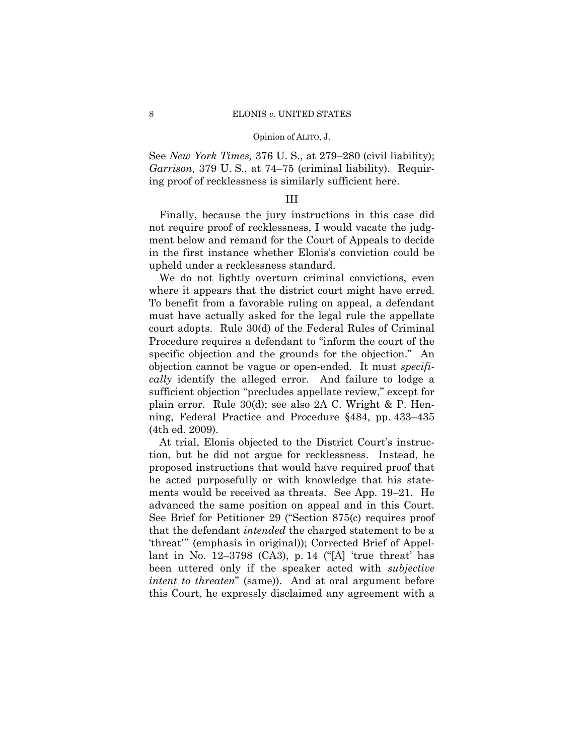See *New York Times,* 376 U. S., at 279–280 (civil liability); *Garrison,* 379 U. S., at 74–75 (criminal liability). Requiring proof of recklessness is similarly sufficient here.

## III

Finally, because the jury instructions in this case did not require proof of recklessness, I would vacate the judgment below and remand for the Court of Appeals to decide in the first instance whether Elonis's conviction could be upheld under a recklessness standard.

We do not lightly overturn criminal convictions, even where it appears that the district court might have erred. To benefit from a favorable ruling on appeal, a defendant must have actually asked for the legal rule the appellate court adopts. Rule 30(d) of the Federal Rules of Criminal Procedure requires a defendant to "inform the court of the specific objection and the grounds for the objection." An objection cannot be vague or open-ended. It must *specifically* identify the alleged error. And failure to lodge a sufficient objection "precludes appellate review," except for plain error. Rule 30(d); see also 2A C. Wright & P. Henning, Federal Practice and Procedure §484, pp. 433–435 (4th ed. 2009).

At trial, Elonis objected to the District Court's instruction, but he did not argue for recklessness. Instead, he proposed instructions that would have required proof that he acted purposefully or with knowledge that his statements would be received as threats. See App. 19–21. He advanced the same position on appeal and in this Court. See Brief for Petitioner 29 ("Section 875(c) requires proof that the defendant *intended* the charged statement to be a 'threat'" (emphasis in original)); Corrected Brief of Appellant in No. 12–3798 (CA3), p. 14 ("[A] 'true threat' has been uttered only if the speaker acted with *subjective intent to threaten*" (same)). And at oral argument before this Court, he expressly disclaimed any agreement with a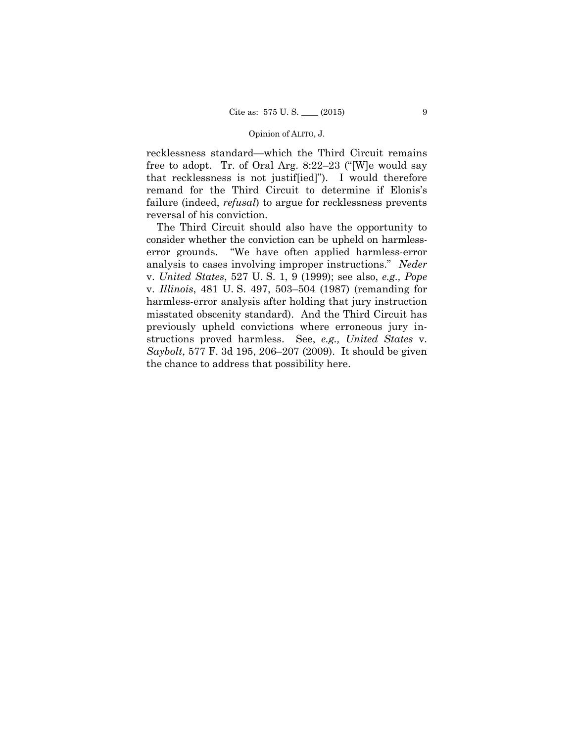recklessness standard—which the Third Circuit remains free to adopt. Tr. of Oral Arg. 8:22–23 ("[W]e would say that recklessness is not justif[ied]"). I would therefore remand for the Third Circuit to determine if Elonis's failure (indeed, *refusal*) to argue for recklessness prevents reversal of his conviction.

The Third Circuit should also have the opportunity to consider whether the conviction can be upheld on harmless-error grounds. "We have often applied harmless-error analysis to cases involving improper instructions." *Neder* v. *United States*, 527 U. S. 1, 9 (1999); see also, *e.g., Pope* v. *Illinois*, 481 U. S. 497, 503–504 (1987) (remanding for harmless-error analysis after holding that jury instruction misstated obscenity standard). And the Third Circuit has previously upheld convictions where erroneous jury instructions proved harmless. See, *e.g., United States* v. *Saybolt*, 577 F. 3d 195, 206–207 (2009). It should be given the chance to address that possibility here.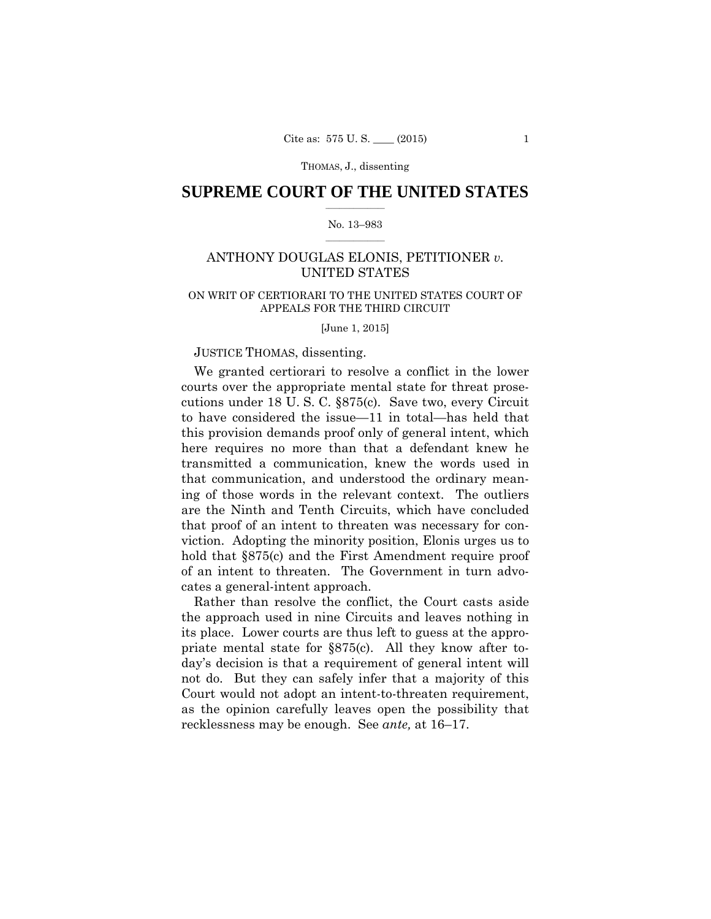# SUPREME COURT OF THE UNITED STATES

No. 13–983

ANTHONY DOUGLAS ELONIS, PETITIONER *v.* UNITED STATES

ON WRIT OF CERTIORARI TO THE UNITED STATES COURT OF APPEALS FOR THE THIRD CIRCUIT

[June 1, 2015]

JUSTICE THOMAS, dissenting.

We granted certiorari to resolve a conflict in the lower courts over the appropriate mental state for threat prosecutions under 18 U. S. C. §875(c). Save two, every Circuit to have considered the issue—11 in total—has held that this provision demands proof only of general intent, which here requires no more than that a defendant knew he transmitted a communication, knew the words used in that communication, and understood the ordinary meaning of those words in the relevant context. The outliers are the Ninth and Tenth Circuits, which have concluded that proof of an intent to threaten was necessary for conviction. Adopting the minority position, Elonis urges us to hold that §875(c) and the First Amendment require proof of an intent to threaten. The Government in turn advocates a general-intent approach.

Rather than resolve the conflict, the Court casts aside the approach used in nine Circuits and leaves nothing in its place. Lower courts are thus left to guess at the appropriate mental state for §875(c). All they know after today's decision is that a requirement of general intent will not do. But they can safely infer that a majority of this Court would not adopt an intent-to-threaten requirement, as the opinion carefully leaves open the possibility that recklessness may be enough. See *ante,* at 16–17.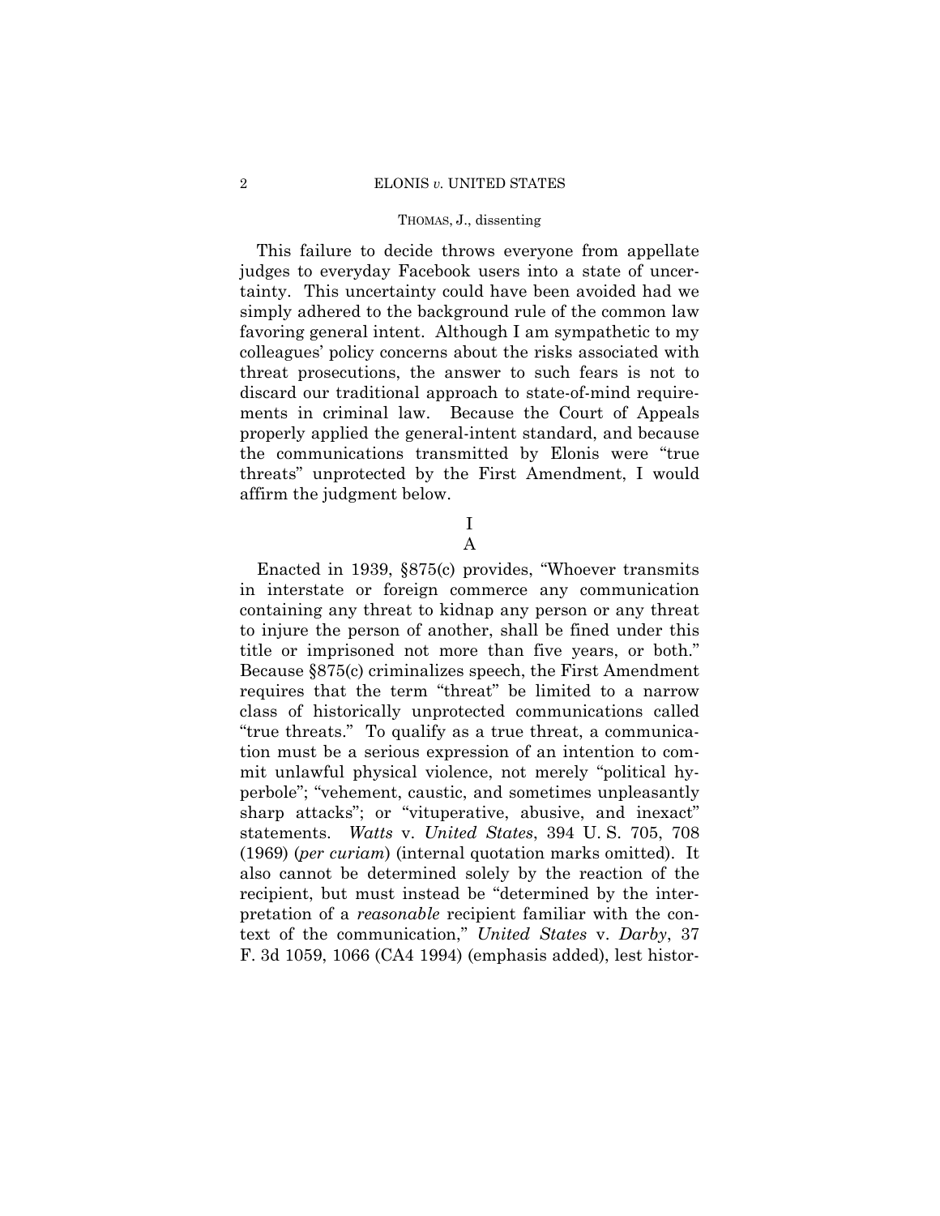This failure to decide throws everyone from appellate judges to everyday Facebook users into a state of uncertainty. This uncertainty could have been avoided had we simply adhered to the background rule of the common law favoring general intent. Although I am sympathetic to my colleagues' policy concerns about the risks associated with threat prosecutions, the answer to such fears is not to discard our traditional approach to state-of-mind requirements in criminal law. Because the Court of Appeals properly applied the general-intent standard, and because the communications transmitted by Elonis were "true threats" unprotected by the First Amendment, I would affirm the judgment below.

## I

### A

Enacted in 1939, §875(c) provides, "Whoever transmits in interstate or foreign commerce any communication containing any threat to kidnap any person or any threat to injure the person of another, shall be fined under this title or imprisoned not more than five years, or both." Because §875(c) criminalizes speech, the First Amendment requires that the term "threat" be limited to a narrow class of historically unprotected communications called "true threats." To qualify as a true threat, a communication must be a serious expression of an intention to commit unlawful physical violence, not merely "political hyperbole"; "vehement, caustic, and sometimes unpleasantly sharp attacks"; or "vituperative, abusive, and inexact" statements. *Watts* v. *United States*, 394 U. S. 705, 708 (1969) (*per curiam*) (internal quotation marks omitted). It also cannot be determined solely by the reaction of the recipient, but must instead be "determined by the interpretation of a *reasonable* recipient familiar with the context of the communication," *United States* v. *Darby*, 37 F. 3d 1059, 1066 (CA4 1994) (emphasis added), lest histor-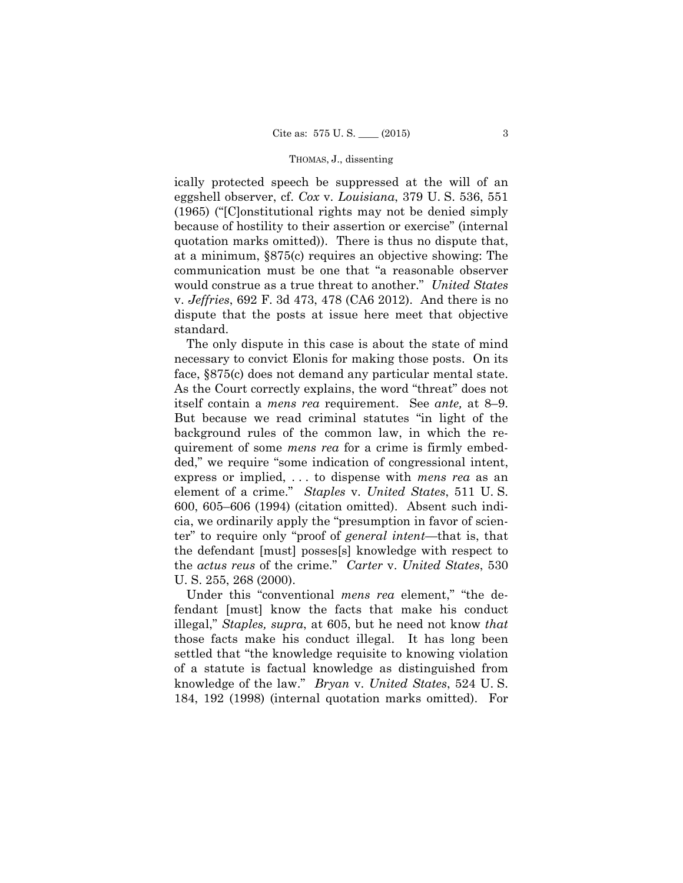ically protected speech be suppressed at the will of an eggshell observer, cf. *Cox* v. *Louisiana*, 379 U. S. 536, 551 (1965) ("[C]onstitutional rights may not be denied simply because of hostility to their assertion or exercise" (internal quotation marks omitted)). There is thus no dispute that, at a minimum, §875(c) requires an objective showing: The communication must be one that "a reasonable observer would construe as a true threat to another." *United States* v. *Jeffries*, 692 F. 3d 473, 478 (CA6 2012). And there is no dispute that the posts at issue here meet that objective standard.

The only dispute in this case is about the state of mind necessary to convict Elonis for making those posts. On its face, §875(c) does not demand any particular mental state. As the Court correctly explains, the word "threat" does not itself contain a *mens rea* requirement. See *ante,* at 8–9. But because we read criminal statutes "in light of the background rules of the common law, in which the requirement of some *mens rea* for a crime is firmly embedded," we require "some indication of congressional intent, express or implied, . . . to dispense with *mens rea* as an element of a crime." *Staples* v. *United States*, 511 U. S. 600, 605–606 (1994) (citation omitted). Absent such indicia, we ordinarily apply the "presumption in favor of scienter" to require only "proof of *general intent*—that is, that the defendant [must] posses[s] knowledge with respect to the *actus reus* of the crime." *Carter* v. *United States*, 530 U. S. 255, 268 (2000).

Under this "conventional *mens rea* element," "the defendant [must] know the facts that make his conduct illegal," *Staples, supra*, at 605, but he need not know *that* those facts make his conduct illegal. It has long been settled that "the knowledge requisite to knowing violation of a statute is factual knowledge as distinguished from knowledge of the law." *Bryan* v. *United States*, 524 U. S. 184, 192 (1998) (internal quotation marks omitted). For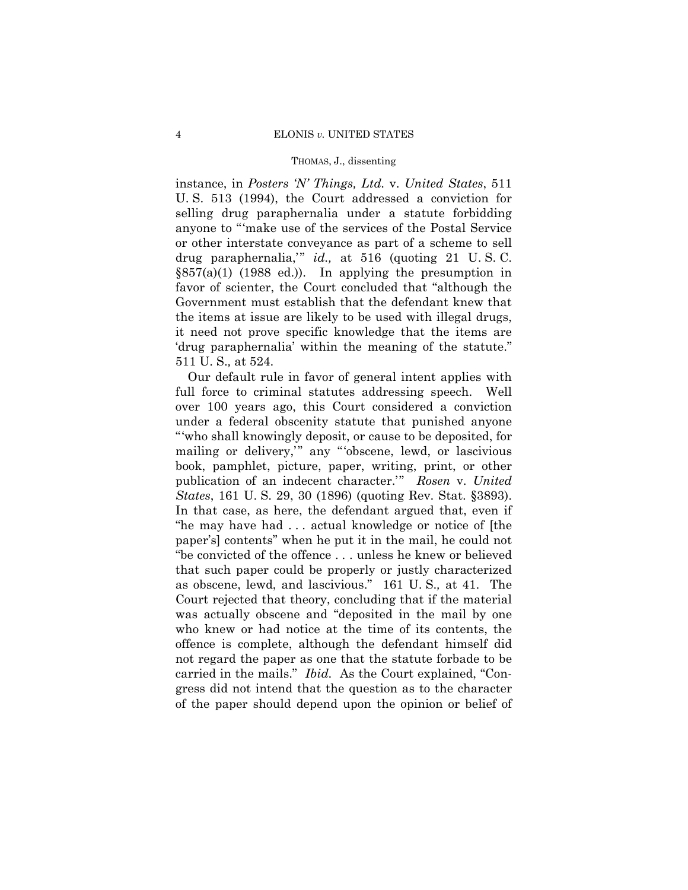instance, in *Posters 'N' Things, Ltd.* v. *United States*, 511 U. S. 513 (1994), the Court addressed a conviction for selling drug paraphernalia under a statute forbidding anyone to "'make use of the services of the Postal Service or other interstate conveyance as part of a scheme to sell drug paraphernalia,'" *id.,* at 516 (quoting 21 U. S. C. §857(a)(1) (1988 ed.)). In applying the presumption in favor of scienter, the Court concluded that "although the Government must establish that the defendant knew that the items at issue are likely to be used with illegal drugs, it need not prove specific knowledge that the items are 'drug paraphernalia' within the meaning of the statute." 511 U. S., at 524.

Our default rule in favor of general intent applies with full force to criminal statutes addressing speech. Well over 100 years ago, this Court considered a conviction under a federal obscenity statute that punished anyone "'who shall knowingly deposit, or cause to be deposited, for mailing or delivery,'" any "'obscene, lewd, or lascivious book, pamphlet, picture, paper, writing, print, or other publication of an indecent character.'" *Rosen* v. *United States*, 161 U. S. 29, 30 (1896) (quoting Rev. Stat. §3893). In that case, as here, the defendant argued that, even if "he may have had . . . actual knowledge or notice of [the paper's] contents" when he put it in the mail, he could not "be convicted of the offence . . . unless he knew or believed that such paper could be properly or justly characterized as obscene, lewd, and lascivious." 161 U. S.*,* at 41. The Court rejected that theory, concluding that if the material was actually obscene and "deposited in the mail by one who knew or had notice at the time of its contents, the offence is complete, although the defendant himself did not regard the paper as one that the statute forbade to be carried in the mails." *Ibid.* As the Court explained, "Congress did not intend that the question as to the character of the paper should depend upon the opinion or belief of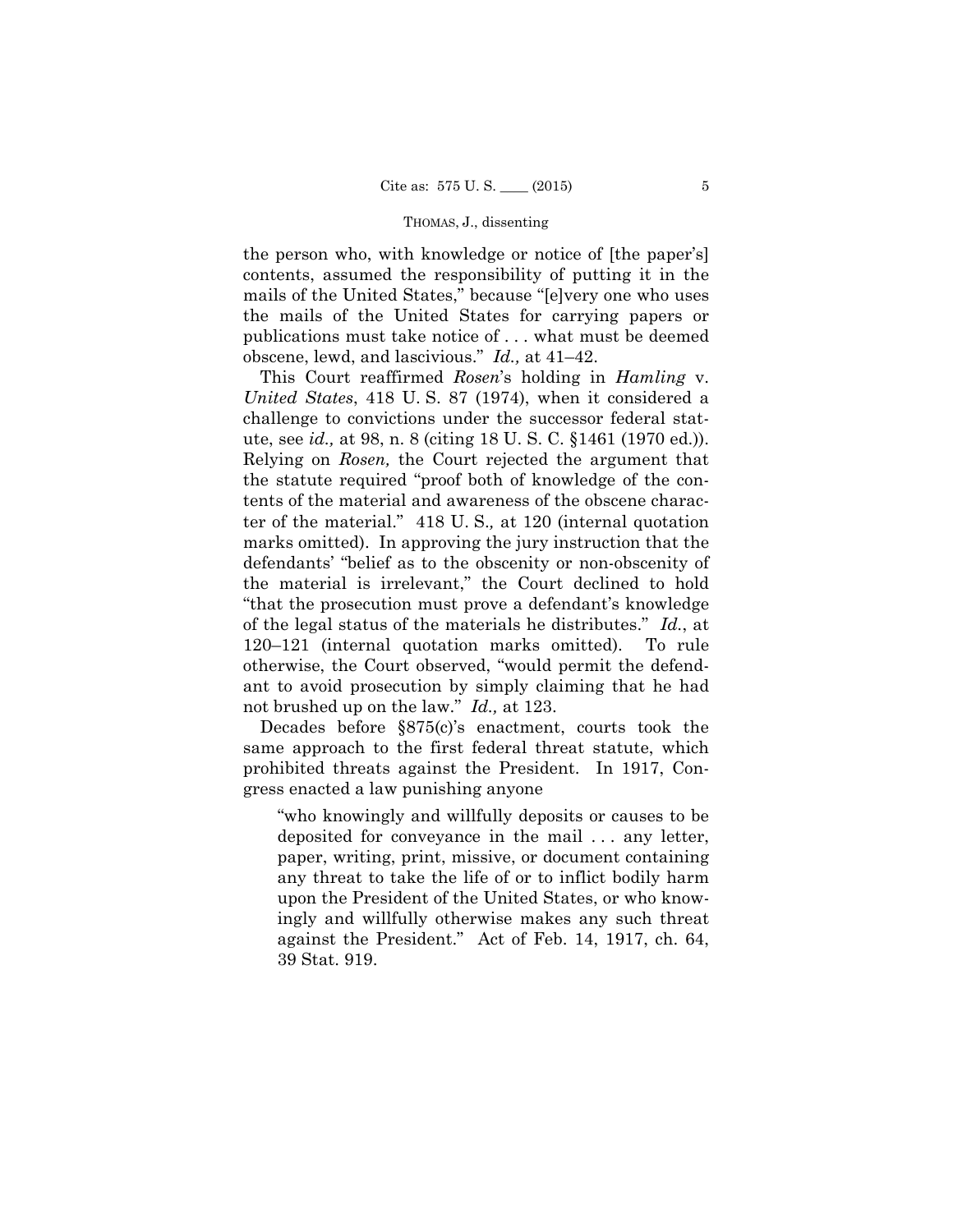the person who, with knowledge or notice of [the paper's] contents, assumed the responsibility of putting it in the mails of the United States," because "[e]very one who uses the mails of the United States for carrying papers or publications must take notice of . . . what must be deemed obscene, lewd, and lascivious." *Id.,* at 41–42.

This Court reaffirmed *Rosen*'s holding in *Hamling* v. *United States*, 418 U. S. 87 (1974), when it considered a challenge to convictions under the successor federal statute, see *id.,* at 98, n. 8 (citing 18 U. S. C. §1461 (1970 ed.)). Relying on *Rosen,* the Court rejected the argument that the statute required "proof both of knowledge of the contents of the material and awareness of the obscene character of the material." 418 U. S.*,* at 120 (internal quotation marks omitted). In approving the jury instruction that the defendants' "belief as to the obscenity or non-obscenity of the material is irrelevant," the Court declined to hold "that the prosecution must prove a defendant's knowledge of the legal status of the materials he distributes." *Id.*, at 120–121 (internal quotation marks omitted). To rule otherwise, the Court observed, "would permit the defendant to avoid prosecution by simply claiming that he had not brushed up on the law." *Id.,* at 123.

Decades before §875(c)'s enactment, courts took the same approach to the first federal threat statute, which prohibited threats against the President. In 1917, Congress enacted a law punishing anyone

> "who knowingly and willfully deposits or causes to be deposited for conveyance in the mail . . . any letter, paper, writing, print, missive, or document containing any threat to take the life of or to inflict bodily harm upon the President of the United States, or who knowingly and willfully otherwise makes any such threat against the President." Act of Feb. 14, 1917, ch. 64, 39 Stat. 919.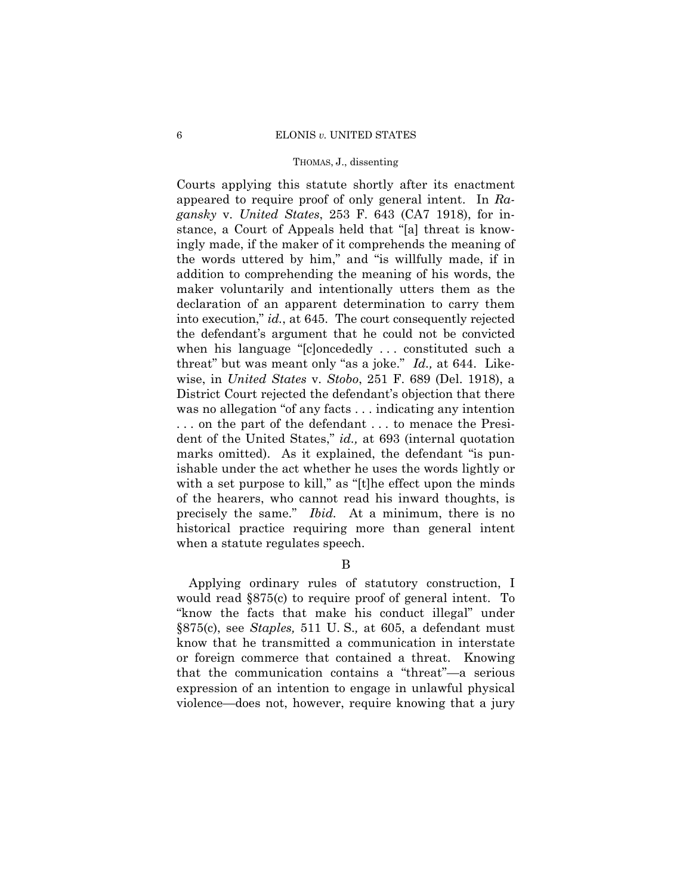Courts applying this statute shortly after its enactment appeared to require proof of only general intent. In *Ragansky* v. *United States*, 253 F. 643 (CA7 1918), for instance, a Court of Appeals held that "[a] threat is knowingly made, if the maker of it comprehends the meaning of the words uttered by him," and "is willfully made, if in addition to comprehending the meaning of his words, the maker voluntarily and intentionally utters them as the declaration of an apparent determination to carry them into execution," *id.*, at 645. The court consequently rejected the defendant's argument that he could not be convicted when his language "[c]oncededly . . . constituted such a threat" but was meant only "as a joke." *Id.,* at 644. Likewise, in *United States* v. *Stobo*, 251 F. 689 (Del. 1918), a District Court rejected the defendant's objection that there was no allegation "of any facts . . . indicating any intention . . . on the part of the defendant . . . to menace the President of the United States," *id.,* at 693 (internal quotation marks omitted). As it explained, the defendant "is punishable under the act whether he uses the words lightly or with a set purpose to kill," as "[t]he effect upon the minds of the hearers, who cannot read his inward thoughts, is precisely the same." *Ibid.* At a minimum, there is no historical practice requiring more than general intent when a statute regulates speech.

B

Applying ordinary rules of statutory construction, I would read §875(c) to require proof of general intent. To "know the facts that make his conduct illegal" under §875(c), see *Staples,* 511 U. S.*,* at 605, a defendant must know that he transmitted a communication in interstate or foreign commerce that contained a threat. Knowing that the communication contains a "threat"—a serious expression of an intention to engage in unlawful physical violence—does not, however, require knowing that a jury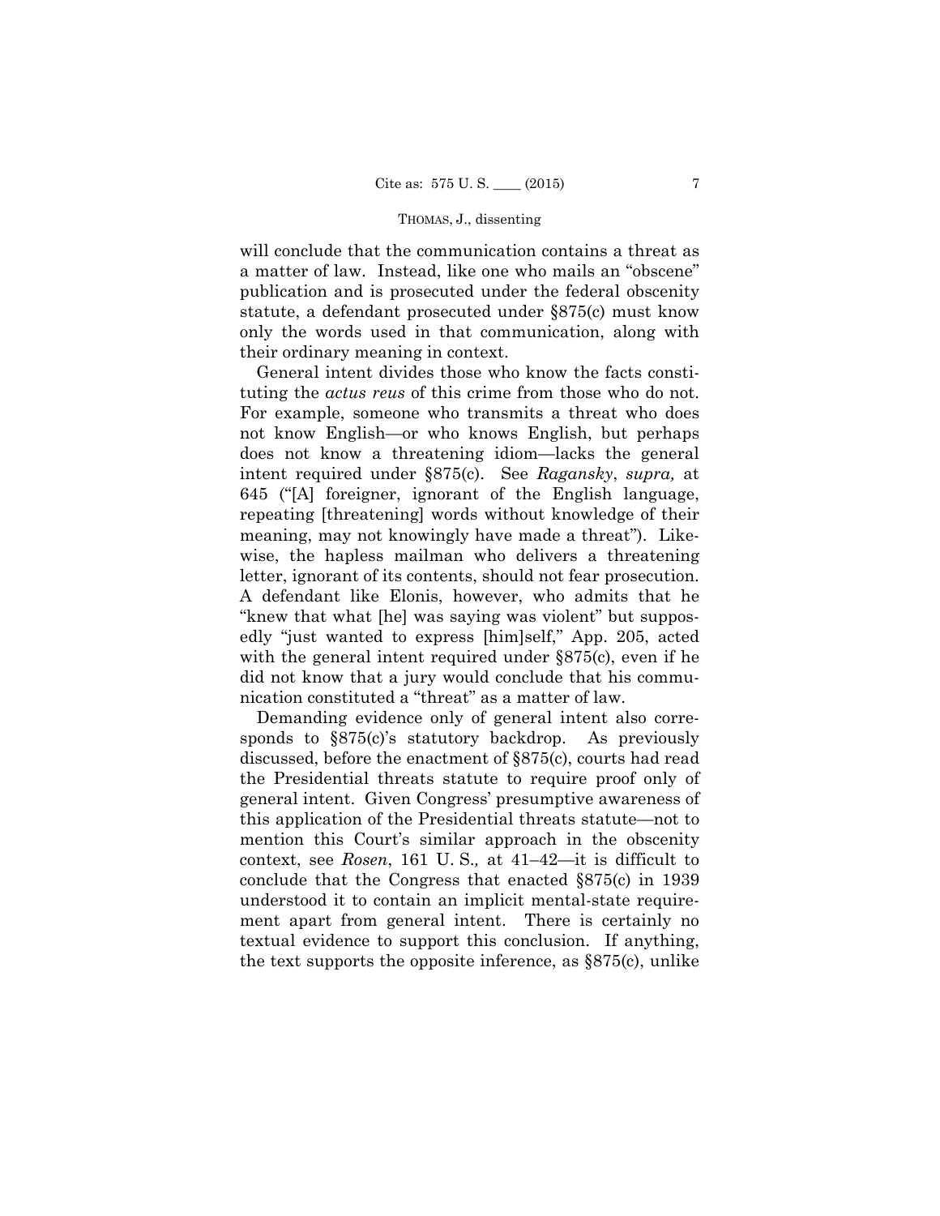will conclude that the communication contains a threat as a matter of law. Instead, like one who mails an "obscene" publication and is prosecuted under the federal obscenity statute, a defendant prosecuted under §875(c) must know only the words used in that communication, along with their ordinary meaning in context.

General intent divides those who know the facts constituting the *actus reus* of this crime from those who do not. For example, someone who transmits a threat who does not know English—or who knows English, but perhaps does not know a threatening idiom—lacks the general intent required under §875(c). See *Ragansky*, *supra,* at 645 ("[A] foreigner, ignorant of the English language, repeating [threatening] words without knowledge of their meaning, may not knowingly have made a threat"). Likewise, the hapless mailman who delivers a threatening letter, ignorant of its contents, should not fear prosecution. A defendant like Elonis, however, who admits that he "knew that what [he] was saying was violent" but supposedly "just wanted to express [him]self," App. 205, acted with the general intent required under §875(c), even if he did not know that a jury would conclude that his communication constituted a "threat" as a matter of law.

Demanding evidence only of general intent also corresponds to §875(c)'s statutory backdrop. As previously discussed, before the enactment of §875(c), courts had read the Presidential threats statute to require proof only of general intent. Given Congress' presumptive awareness of this application of the Presidential threats statute—not to mention this Court's similar approach in the obscenity context, see *Rosen*, 161 U. S.*,* at 41–42—it is difficult to conclude that the Congress that enacted §875(c) in 1939 understood it to contain an implicit mental-state requirement apart from general intent. There is certainly no textual evidence to support this conclusion. If anything, the text supports the opposite inference, as §875(c), unlike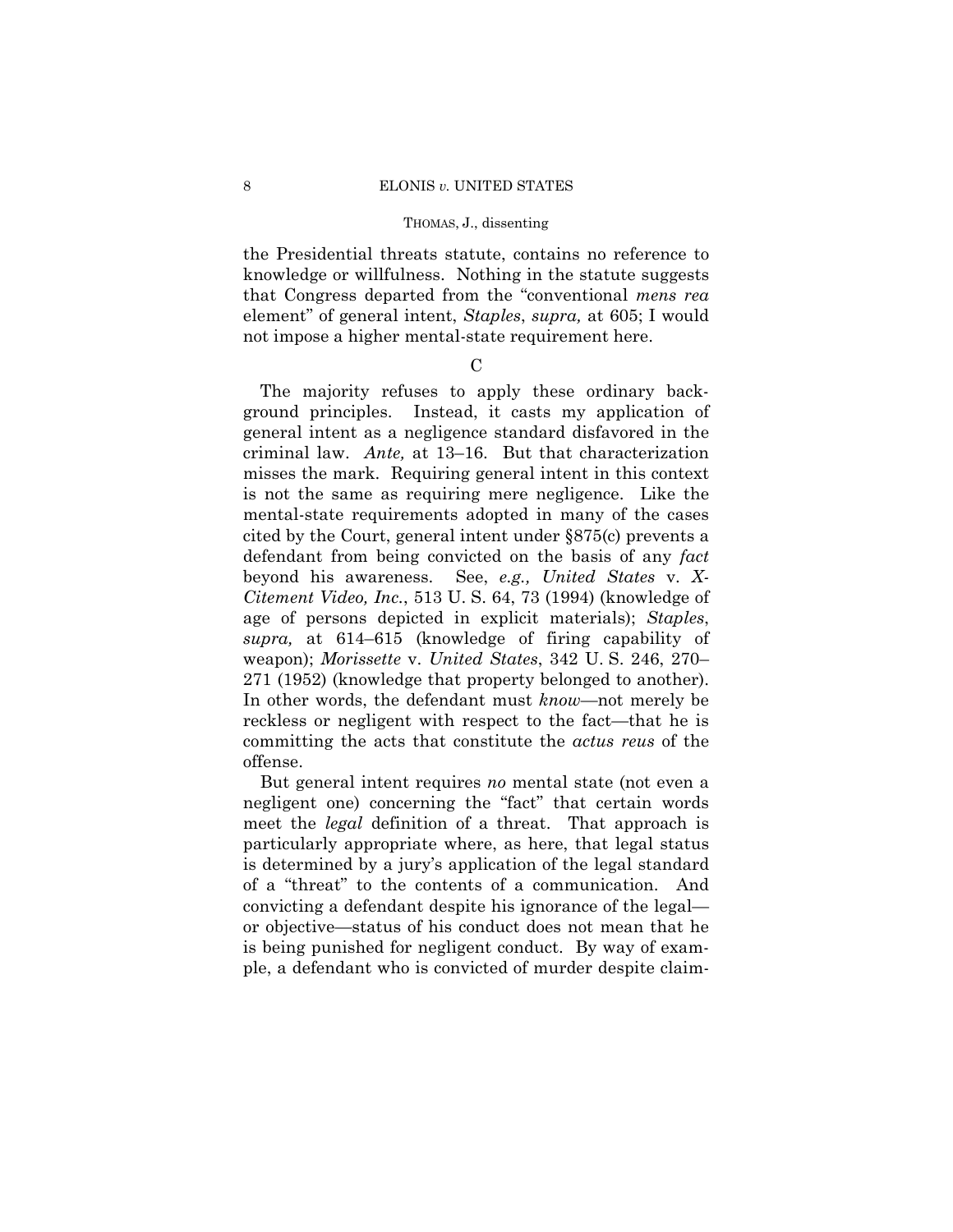the Presidential threats statute, contains no reference to knowledge or willfulness. Nothing in the statute suggests that Congress departed from the "conventional *mens rea* element" of general intent, *Staples*, *supra,* at 605; I would not impose a higher mental-state requirement here.

C

The majority refuses to apply these ordinary background principles. Instead, it casts my application of general intent as a negligence standard disfavored in the criminal law. *Ante,* at 13–16. But that characterization misses the mark. Requiring general intent in this context is not the same as requiring mere negligence. Like the mental-state requirements adopted in many of the cases cited by the Court, general intent under §875(c) prevents a defendant from being convicted on the basis of any *fact* beyond his awareness. See, *e.g., United States* v. *X-Citement Video, Inc.*, 513 U. S. 64, 73 (1994) (knowledge of age of persons depicted in explicit materials); *Staples*, *supra,* at 614–615 (knowledge of firing capability of weapon); *Morissette* v. *United States*, 342 U. S. 246, 270–271 (1952) (knowledge that property belonged to another). In other words, the defendant must *know*—not merely be reckless or negligent with respect to the fact—that he is committing the acts that constitute the *actus reus* of the offense.

But general intent requires *no* mental state (not even a negligent one) concerning the "fact" that certain words meet the *legal* definition of a threat. That approach is particularly appropriate where, as here, that legal status is determined by a jury's application of the legal standard of a "threat" to the contents of a communication. And convicting a defendant despite his ignorance of the legal—or objective—status of his conduct does not mean that he is being punished for negligent conduct. By way of example, a defendant who is convicted of murder despite claim-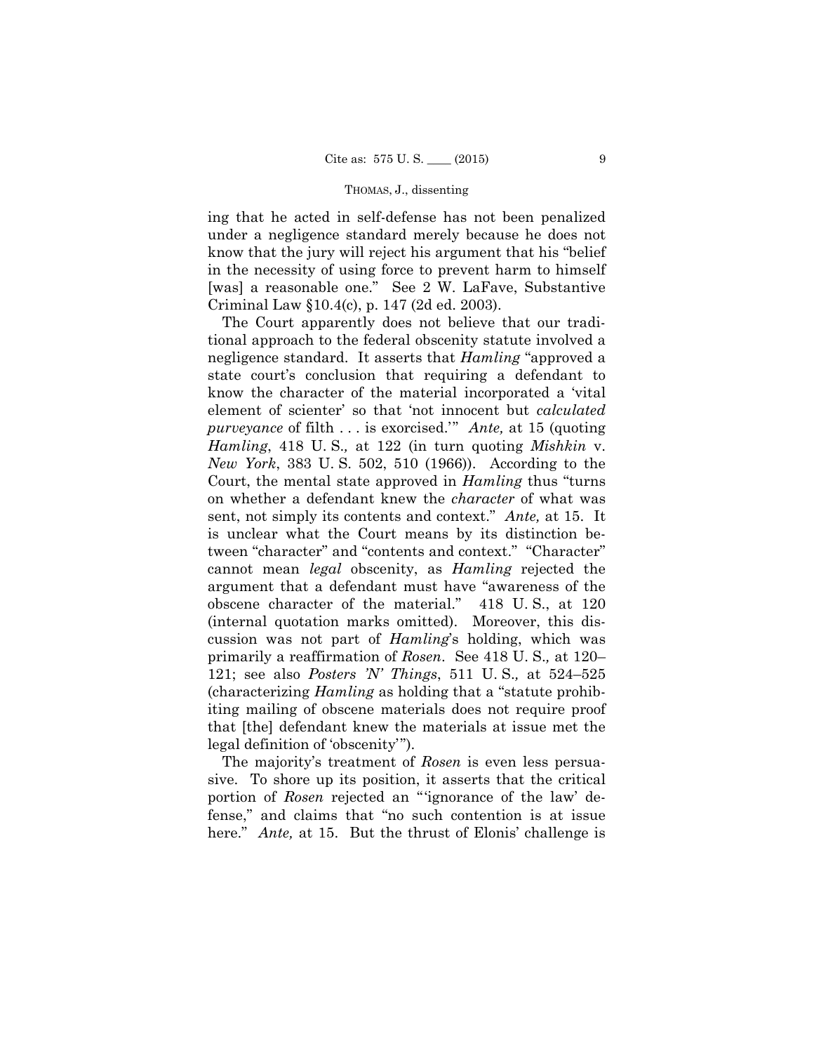ing that he acted in self-defense has not been penalized under a negligence standard merely because he does not know that the jury will reject his argument that his "belief in the necessity of using force to prevent harm to himself [was] a reasonable one." See 2 W. LaFave, Substantive Criminal Law §10.4(c), p. 147 (2d ed. 2003).

The Court apparently does not believe that our traditional approach to the federal obscenity statute involved a negligence standard. It asserts that *Hamling* "approved a state court's conclusion that requiring a defendant to know the character of the material incorporated a 'vital element of scienter' so that 'not innocent but *calculated purveyance* of filth . . . is exorcised.'" *Ante,* at 15 (quoting *Hamling*, 418 U. S.*,* at 122 (in turn quoting *Mishkin* v. *New York*, 383 U. S. 502, 510 (1966)). According to the Court, the mental state approved in *Hamling* thus "turns on whether a defendant knew the *character* of what was sent, not simply its contents and context." *Ante,* at 15. It is unclear what the Court means by its distinction between "character" and "contents and context." "Character" cannot mean *legal* obscenity, as *Hamling* rejected the argument that a defendant must have "awareness of the obscene character of the material." 418 U. S., at 120 (internal quotation marks omitted). Moreover, this discussion was not part of *Hamling*'s holding, which was primarily a reaffirmation of *Rosen*. See 418 U. S.*,* at 120–121; see also *Posters 'N' Things*, 511 U. S.*,* at 524–525 (characterizing *Hamling* as holding that a "statute prohibiting mailing of obscene materials does not require proof that [the] defendant knew the materials at issue met the legal definition of 'obscenity'").

The majority's treatment of *Rosen* is even less persuasive. To shore up its position, it asserts that the critical portion of *Rosen* rejected an "'ignorance of the law' defense," and claims that "no such contention is at issue here." *Ante,* at 15. But the thrust of Elonis' challenge is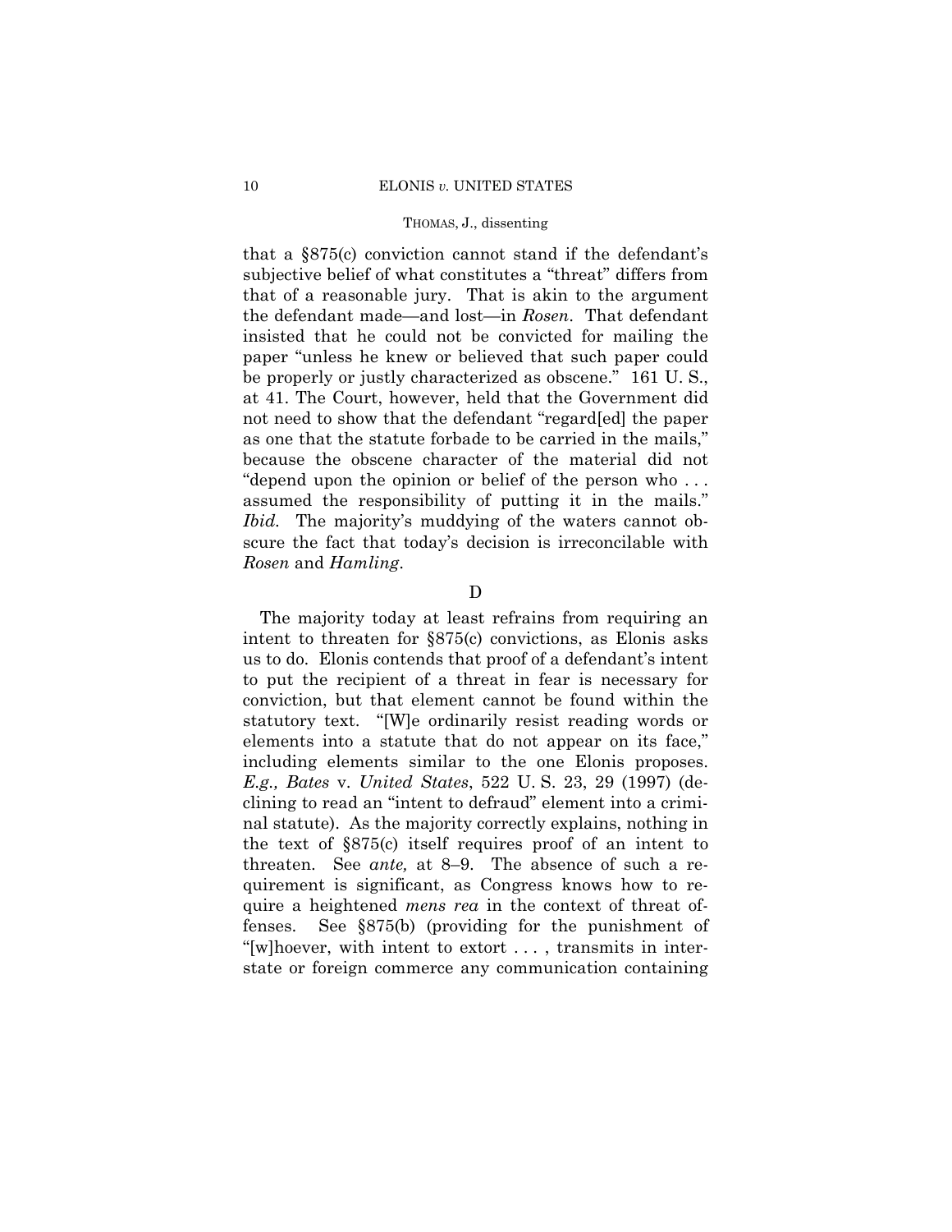that a §875(c) conviction cannot stand if the defendant's subjective belief of what constitutes a "threat" differs from that of a reasonable jury. That is akin to the argument the defendant made—and lost—in *Rosen*. That defendant insisted that he could not be convicted for mailing the paper "unless he knew or believed that such paper could be properly or justly characterized as obscene." 161 U. S., at 41. The Court, however, held that the Government did not need to show that the defendant "regard[ed] the paper as one that the statute forbade to be carried in the mails," because the obscene character of the material did not "depend upon the opinion or belief of the person who . . . assumed the responsibility of putting it in the mails." *Ibid.* The majority's muddying of the waters cannot obscure the fact that today's decision is irreconcilable with *Rosen* and *Hamling*.

D

The majority today at least refrains from requiring an intent to threaten for §875(c) convictions, as Elonis asks us to do. Elonis contends that proof of a defendant's intent to put the recipient of a threat in fear is necessary for conviction, but that element cannot be found within the statutory text. "[W]e ordinarily resist reading words or elements into a statute that do not appear on its face," including elements similar to the one Elonis proposes. *E.g., Bates* v. *United States*, 522 U. S. 23, 29 (1997) (declining to read an "intent to defraud" element into a criminal statute). As the majority correctly explains, nothing in the text of §875(c) itself requires proof of an intent to threaten. See *ante,* at 8–9. The absence of such a requirement is significant, as Congress knows how to require a heightened *mens rea* in the context of threat offenses. See §875(b) (providing for the punishment of "[w]hoever, with intent to extort . . . , transmits in interstate or foreign commerce any communication containing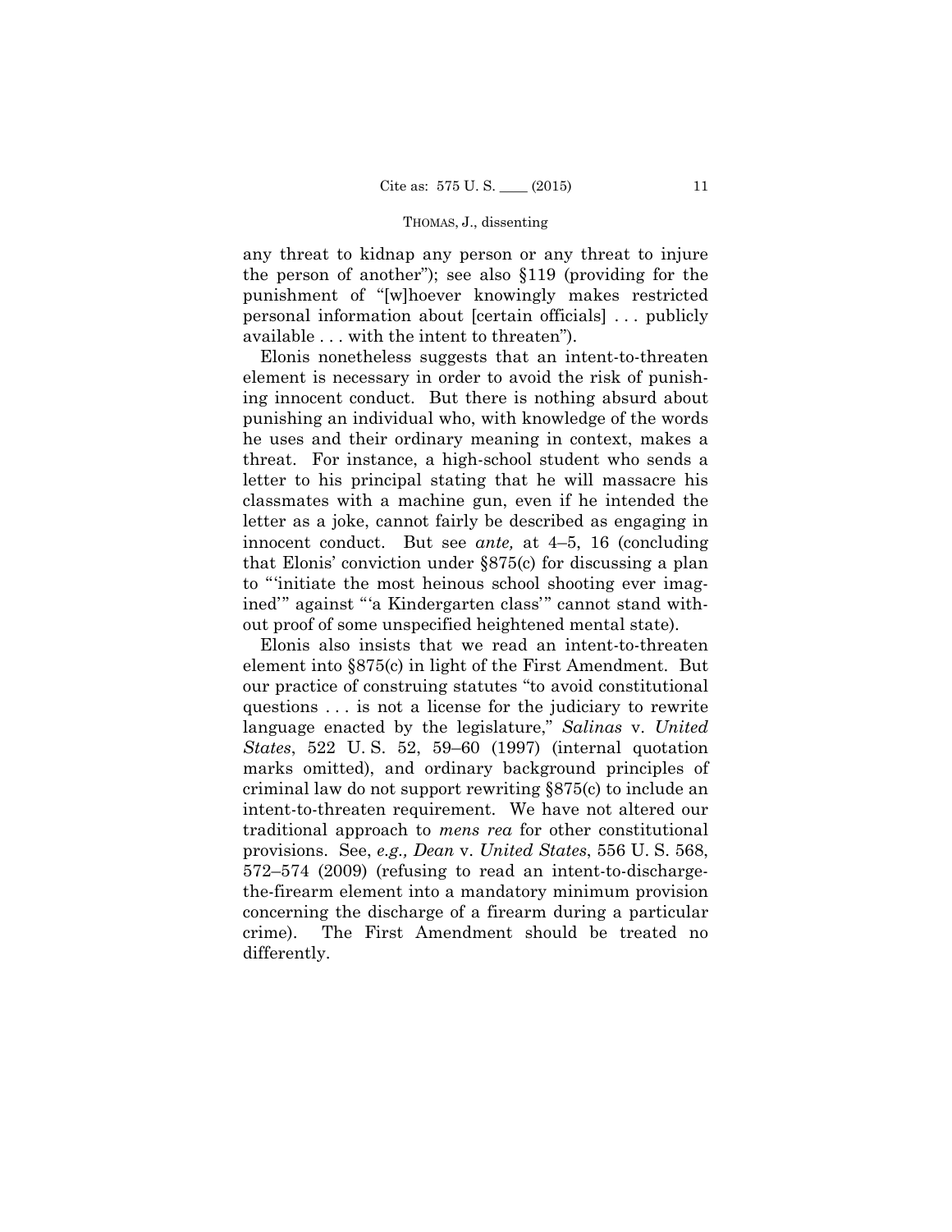any threat to kidnap any person or any threat to injure the person of another"); see also §119 (providing for the punishment of "[w]hoever knowingly makes restricted personal information about [certain officials] . . . publicly available . . . with the intent to threaten").

Elonis nonetheless suggests that an intent-to-threaten element is necessary in order to avoid the risk of punishing innocent conduct. But there is nothing absurd about punishing an individual who, with knowledge of the words he uses and their ordinary meaning in context, makes a threat. For instance, a high-school student who sends a letter to his principal stating that he will massacre his classmates with a machine gun, even if he intended the letter as a joke, cannot fairly be described as engaging in innocent conduct. But see *ante,* at 4–5, 16 (concluding that Elonis' conviction under §875(c) for discussing a plan to "'initiate the most heinous school shooting ever imagined'" against "'a Kindergarten class'" cannot stand without proof of some unspecified heightened mental state).

Elonis also insists that we read an intent-to-threaten element into §875(c) in light of the First Amendment. But our practice of construing statutes "to avoid constitutional questions . . . is not a license for the judiciary to rewrite language enacted by the legislature," *Salinas* v. *United States*, 522 U. S. 52, 59–60 (1997) (internal quotation marks omitted), and ordinary background principles of criminal law do not support rewriting §875(c) to include an intent-to-threaten requirement. We have not altered our traditional approach to *mens rea* for other constitutional provisions. See, *e.g., Dean* v. *United States*, 556 U. S. 568, 572–574 (2009) (refusing to read an intent-to-discharge-the-firearm element into a mandatory minimum provision concerning the discharge of a firearm during a particular crime). The First Amendment should be treated no differently.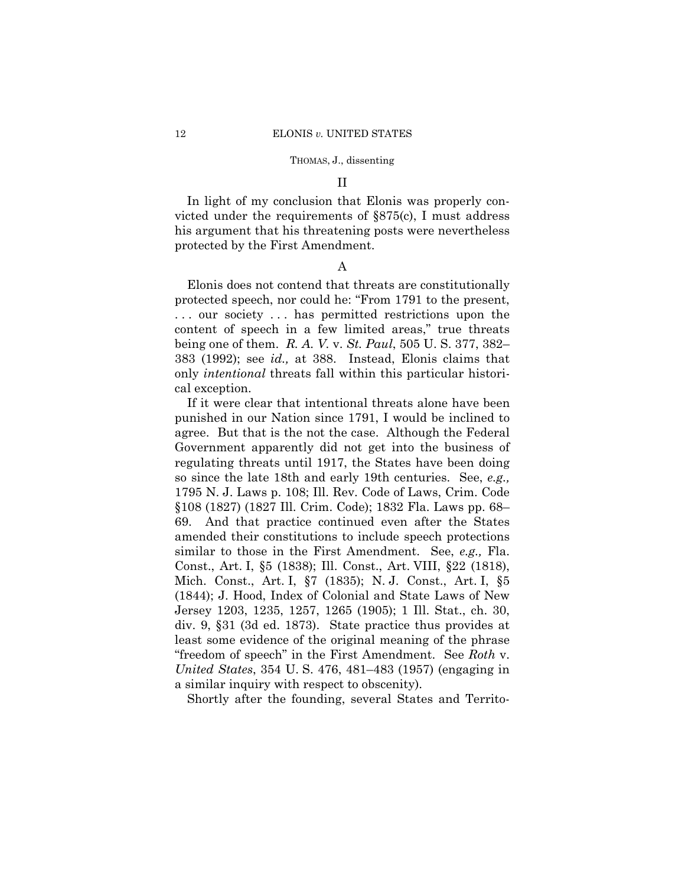## II

In light of my conclusion that Elonis was properly convicted under the requirements of §875(c), I must address his argument that his threatening posts were nevertheless protected by the First Amendment.

### A

Elonis does not contend that threats are constitutionally protected speech, nor could he: "From 1791 to the present, . . . our society . . . has permitted restrictions upon the content of speech in a few limited areas," true threats being one of them. *R. A. V.* v. *St. Paul*, 505 U. S. 377, 382–383 (1992); see *id.,* at 388. Instead, Elonis claims that only *intentional* threats fall within this particular historical exception.

If it were clear that intentional threats alone have been punished in our Nation since 1791, I would be inclined to agree. But that is the not the case. Although the Federal Government apparently did not get into the business of regulating threats until 1917, the States have been doing so since the late 18th and early 19th centuries. See, *e.g.,* 1795 N. J. Laws p. 108; Ill. Rev. Code of Laws, Crim. Code §108 (1827) (1827 Ill. Crim. Code); 1832 Fla. Laws pp. 68–69. And that practice continued even after the States amended their constitutions to include speech protections similar to those in the First Amendment. See, *e.g.,* Fla. Const., Art. I, §5 (1838); Ill. Const., Art. VIII, §22 (1818), Mich. Const., Art. I, §7 (1835); N. J. Const., Art. I, §5 (1844); J. Hood, Index of Colonial and State Laws of New Jersey 1203, 1235, 1257, 1265 (1905); 1 Ill. Stat., ch. 30, div. 9, §31 (3d ed. 1873). State practice thus provides at least some evidence of the original meaning of the phrase "freedom of speech" in the First Amendment. See *Roth* v. *United States*, 354 U. S. 476, 481–483 (1957) (engaging in a similar inquiry with respect to obscenity).

Shortly after the founding, several States and Territo-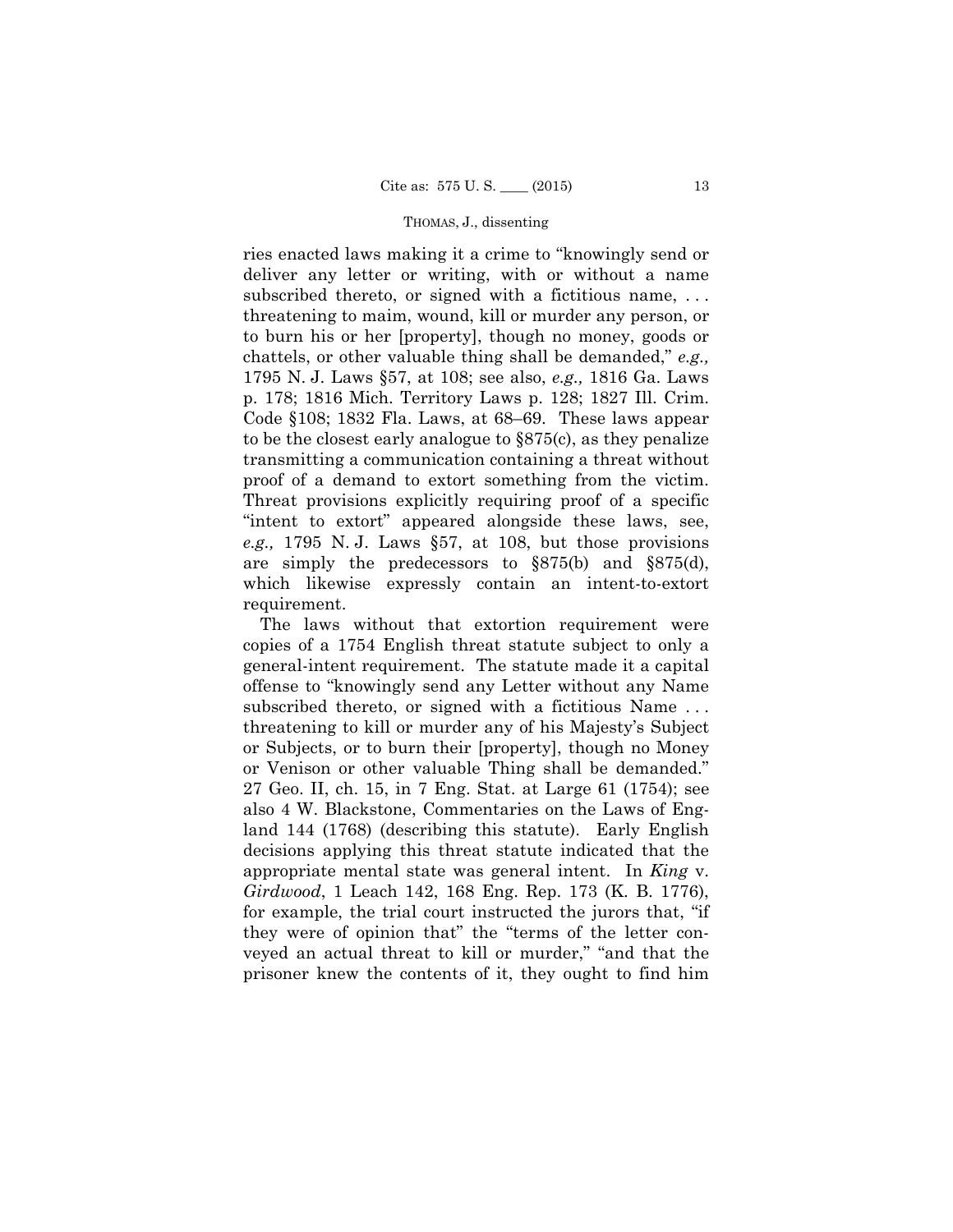ries enacted laws making it a crime to "knowingly send or deliver any letter or writing, with or without a name subscribed thereto, or signed with a fictitious name, . . . threatening to maim, wound, kill or murder any person, or to burn his or her [property], though no money, goods or chattels, or other valuable thing shall be demanded," *e.g.,* 1795 N. J. Laws §57, at 108; see also, *e.g.,* 1816 Ga. Laws p. 178; 1816 Mich. Territory Laws p. 128; 1827 Ill. Crim. Code §108; 1832 Fla. Laws, at 68–69. These laws appear to be the closest early analogue to §875(c), as they penalize transmitting a communication containing a threat without proof of a demand to extort something from the victim. Threat provisions explicitly requiring proof of a specific "intent to extort" appeared alongside these laws, see, *e.g.,* 1795 N. J. Laws §57, at 108, but those provisions are simply the predecessors to §875(b) and §875(d), which likewise expressly contain an intent-to-extort requirement.

The laws without that extortion requirement were copies of a 1754 English threat statute subject to only a general-intent requirement. The statute made it a capital offense to "knowingly send any Letter without any Name subscribed thereto, or signed with a fictitious Name . . . threatening to kill or murder any of his Majesty's Subject or Subjects, or to burn their [property], though no Money or Venison or other valuable Thing shall be demanded." 27 Geo. II, ch. 15, in 7 Eng. Stat. at Large 61 (1754); see also 4 W. Blackstone, Commentaries on the Laws of England 144 (1768) (describing this statute). Early English decisions applying this threat statute indicated that the appropriate mental state was general intent. In *King* v. *Girdwood*, 1 Leach 142, 168 Eng. Rep. 173 (K. B. 1776), for example, the trial court instructed the jurors that, "if they were of opinion that" the "terms of the letter conveyed an actual threat to kill or murder," "and that the prisoner knew the contents of it, they ought to find him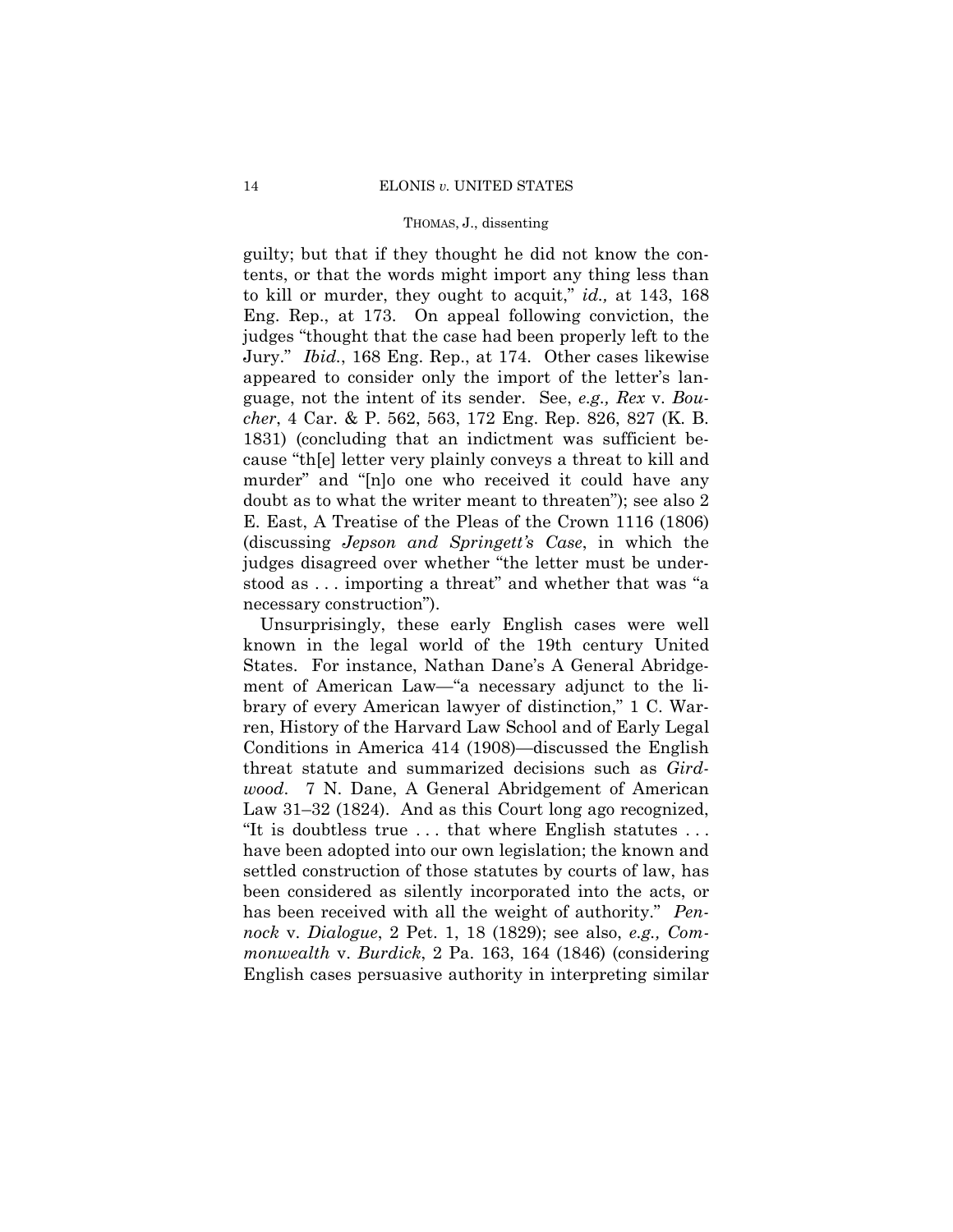guilty; but that if they thought he did not know the contents, or that the words might import any thing less than to kill or murder, they ought to acquit," *id.,* at 143, 168 Eng. Rep., at 173. On appeal following conviction, the judges "thought that the case had been properly left to the Jury." *Ibid.*, 168 Eng. Rep., at 174. Other cases likewise appeared to consider only the import of the letter's language, not the intent of its sender. See, *e.g., Rex* v. *Boucher*, 4 Car. & P. 562, 563, 172 Eng. Rep. 826, 827 (K. B. 1831) (concluding that an indictment was sufficient because "th[e] letter very plainly conveys a threat to kill and murder" and "[n]o one who received it could have any doubt as to what the writer meant to threaten"); see also 2 E. East, A Treatise of the Pleas of the Crown 1116 (1806) (discussing *Jepson and Springett's Case*, in which the judges disagreed over whether "the letter must be understood as . . . importing a threat" and whether that was "a necessary construction").

Unsurprisingly, these early English cases were well known in the legal world of the 19th century United States. For instance, Nathan Dane's A General Abridgement of American Law—"a necessary adjunct to the library of every American lawyer of distinction," 1 C. Warren, History of the Harvard Law School and of Early Legal Conditions in America 414 (1908)—discussed the English threat statute and summarized decisions such as *Girdwood*. 7 N. Dane, A General Abridgement of American Law 31–32 (1824). And as this Court long ago recognized, "It is doubtless true . . . that where English statutes . . . have been adopted into our own legislation; the known and settled construction of those statutes by courts of law, has been considered as silently incorporated into the acts, or has been received with all the weight of authority." *Pennock* v. *Dialogue*, 2 Pet. 1, 18 (1829); see also, *e.g., Commonwealth* v. *Burdick*, 2 Pa. 163, 164 (1846) (considering English cases persuasive authority in interpreting similar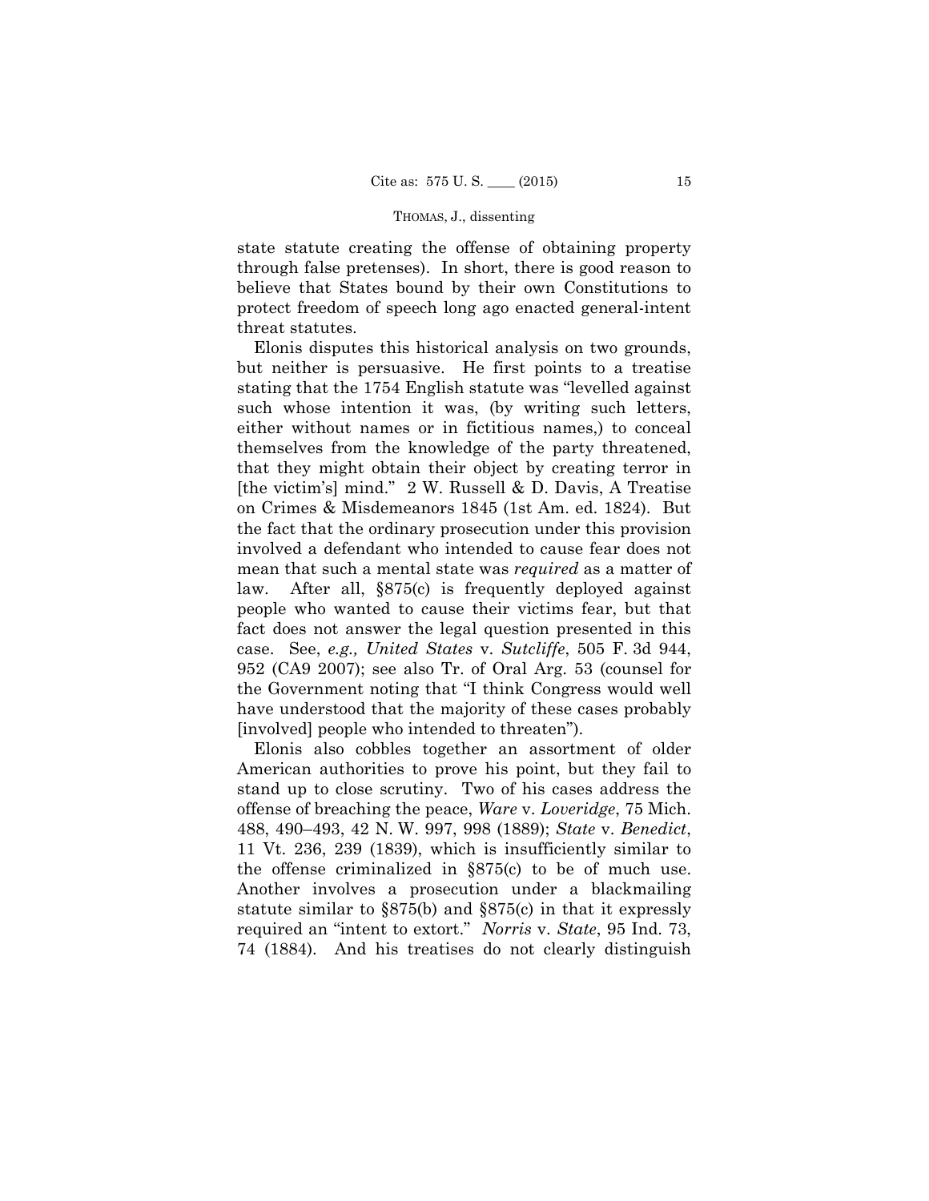state statute creating the offense of obtaining property through false pretenses). In short, there is good reason to believe that States bound by their own Constitutions to protect freedom of speech long ago enacted general-intent threat statutes.

Elonis disputes this historical analysis on two grounds, but neither is persuasive. He first points to a treatise stating that the 1754 English statute was "levelled against such whose intention it was, (by writing such letters, either without names or in fictitious names,) to conceal themselves from the knowledge of the party threatened, that they might obtain their object by creating terror in [the victim's] mind." 2 W. Russell & D. Davis, A Treatise on Crimes & Misdemeanors 1845 (1st Am. ed. 1824). But the fact that the ordinary prosecution under this provision involved a defendant who intended to cause fear does not mean that such a mental state was *required* as a matter of law. After all, §875(c) is frequently deployed against people who wanted to cause their victims fear, but that fact does not answer the legal question presented in this case. See, *e.g., United States* v. *Sutcliffe*, 505 F. 3d 944, 952 (CA9 2007); see also Tr. of Oral Arg. 53 (counsel for the Government noting that "I think Congress would well have understood that the majority of these cases probably [involved] people who intended to threaten").

Elonis also cobbles together an assortment of older American authorities to prove his point, but they fail to stand up to close scrutiny. Two of his cases address the offense of breaching the peace, *Ware* v. *Loveridge*, 75 Mich. 488, 490–493, 42 N. W. 997, 998 (1889); *State* v. *Benedict*, 11 Vt. 236, 239 (1839), which is insufficiently similar to the offense criminalized in §875(c) to be of much use. Another involves a prosecution under a blackmailing statute similar to §875(b) and §875(c) in that it expressly required an "intent to extort." *Norris* v. *State*, 95 Ind. 73, 74 (1884). And his treatises do not clearly distinguish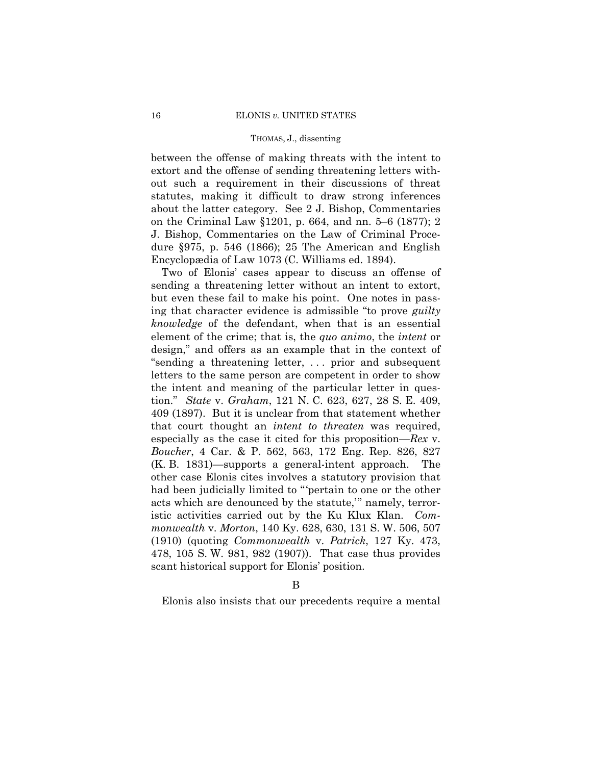between the offense of making threats with the intent to extort and the offense of sending threatening letters without such a requirement in their discussions of threat statutes, making it difficult to draw strong inferences about the latter category. See 2 J. Bishop, Commentaries on the Criminal Law §1201, p. 664, and nn. 5–6 (1877); 2 J. Bishop, Commentaries on the Law of Criminal Procedure §975, p. 546 (1866); 25 The American and English Encyclopædia of Law 1073 (C. Williams ed. 1894).

Two of Elonis' cases appear to discuss an offense of sending a threatening letter without an intent to extort, but even these fail to make his point. One notes in passing that character evidence is admissible "to prove *guilty knowledge* of the defendant, when that is an essential element of the crime; that is, the *quo animo*, the *intent* or design," and offers as an example that in the context of "sending a threatening letter, . . . prior and subsequent letters to the same person are competent in order to show the intent and meaning of the particular letter in question." *State* v. *Graham*, 121 N. C. 623, 627, 28 S. E. 409, 409 (1897). But it is unclear from that statement whether that court thought an *intent to threaten* was required, especially as the case it cited for this proposition—*Rex* v. *Boucher*, 4 Car. & P. 562, 563, 172 Eng. Rep. 826, 827 (K. B. 1831)—supports a general-intent approach. The other case Elonis cites involves a statutory provision that had been judicially limited to "'pertain to one or the other acts which are denounced by the statute,'" namely, terroristic activities carried out by the Ku Klux Klan. *Commonwealth* v. *Morton*, 140 Ky. 628, 630, 131 S. W. 506, 507 (1910) (quoting *Commonwealth* v. *Patrick*, 127 Ky. 473, 478, 105 S. W. 981, 982 (1907)). That case thus provides scant historical support for Elonis' position.

B

Elonis also insists that our precedents require a mental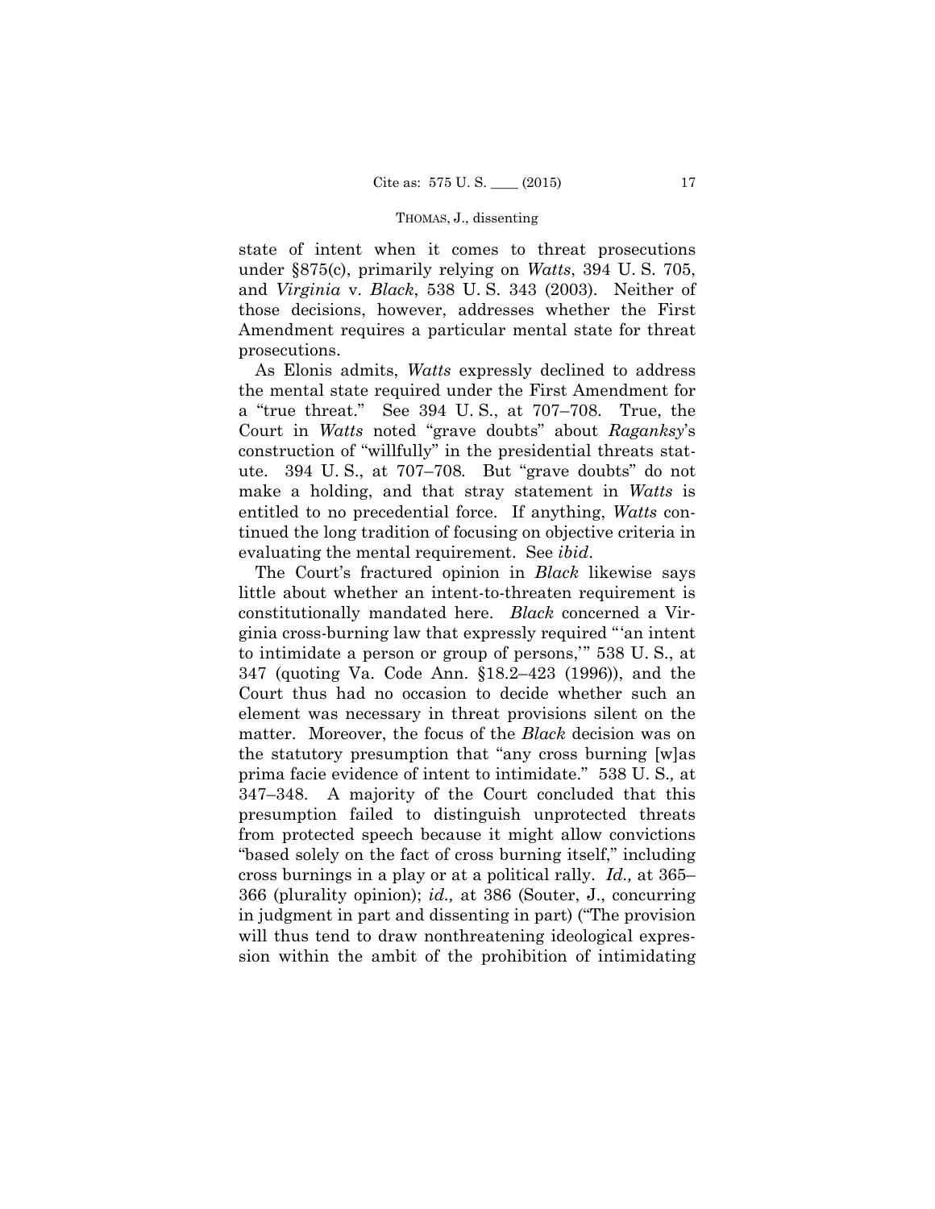state of intent when it comes to threat prosecutions under §875(c), primarily relying on *Watts*, 394 U. S. 705, and *Virginia* v. *Black*, 538 U. S. 343 (2003). Neither of those decisions, however, addresses whether the First Amendment requires a particular mental state for threat prosecutions.

As Elonis admits, *Watts* expressly declined to address the mental state required under the First Amendment for a "true threat." See 394 U. S., at 707–708. True, the Court in *Watts* noted "grave doubts" about *Raganksy*'s construction of "willfully" in the presidential threats statute. 394 U. S., at 707–708. But "grave doubts" do not make a holding, and that stray statement in *Watts* is entitled to no precedential force. If anything, *Watts* continued the long tradition of focusing on objective criteria in evaluating the mental requirement. See *ibid*.

The Court's fractured opinion in *Black* likewise says little about whether an intent-to-threaten requirement is constitutionally mandated here. *Black* concerned a Virginia cross-burning law that expressly required "'an intent to intimidate a person or group of persons,'" 538 U. S., at 347 (quoting Va. Code Ann. §18.2–423 (1996)), and the Court thus had no occasion to decide whether such an element was necessary in threat provisions silent on the matter. Moreover, the focus of the *Black* decision was on the statutory presumption that "any cross burning [w]as prima facie evidence of intent to intimidate." 538 U. S., at 347–348. A majority of the Court concluded that this presumption failed to distinguish unprotected threats from protected speech because it might allow convictions "based solely on the fact of cross burning itself," including cross burnings in a play or at a political rally. *Id.,* at 365–366 (plurality opinion); *id.,* at 386 (Souter, J., concurring in judgment in part and dissenting in part) ("The provision will thus tend to draw nonthreatening ideological expression within the ambit of the prohibition of intimidating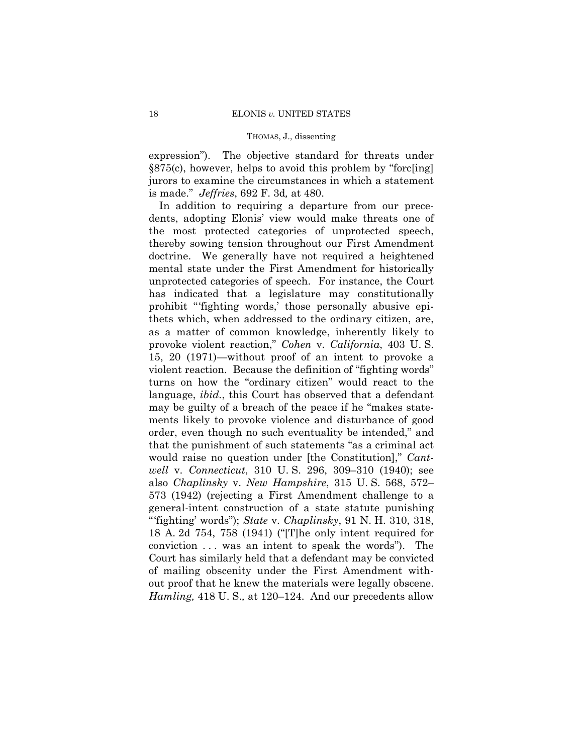expression"). The objective standard for threats under §875(c), however, helps to avoid this problem by "forc[ing] jurors to examine the circumstances in which a statement is made." *Jeffries*, 692 F. 3d*,* at 480.

In addition to requiring a departure from our precedents, adopting Elonis' view would make threats one of the most protected categories of unprotected speech, thereby sowing tension throughout our First Amendment doctrine. We generally have not required a heightened mental state under the First Amendment for historically unprotected categories of speech. For instance, the Court has indicated that a legislature may constitutionally prohibit "'fighting words,' those personally abusive epithets which, when addressed to the ordinary citizen, are, as a matter of common knowledge, inherently likely to provoke violent reaction," *Cohen* v. *California*, 403 U. S. 15, 20 (1971)—without proof of an intent to provoke a violent reaction. Because the definition of "fighting words" turns on how the "ordinary citizen" would react to the language, *ibid.*, this Court has observed that a defendant may be guilty of a breach of the peace if he "makes statements likely to provoke violence and disturbance of good order, even though no such eventuality be intended," and that the punishment of such statements "as a criminal act would raise no question under [the Constitution]," *Cantwell* v. *Connecticut*, 310 U. S. 296, 309–310 (1940); see also *Chaplinsky* v. *New Hampshire*, 315 U. S. 568, 572–573 (1942) (rejecting a First Amendment challenge to a general-intent construction of a state statute punishing "'fighting' words"); *State* v. *Chaplinsky*, 91 N. H. 310, 318, 18 A. 2d 754, 758 (1941) ("[T]he only intent required for conviction . . . was an intent to speak the words"). The Court has similarly held that a defendant may be convicted of mailing obscenity under the First Amendment without proof that he knew the materials were legally obscene. *Hamling,* 418 U. S.*,* at 120–124. And our precedents allow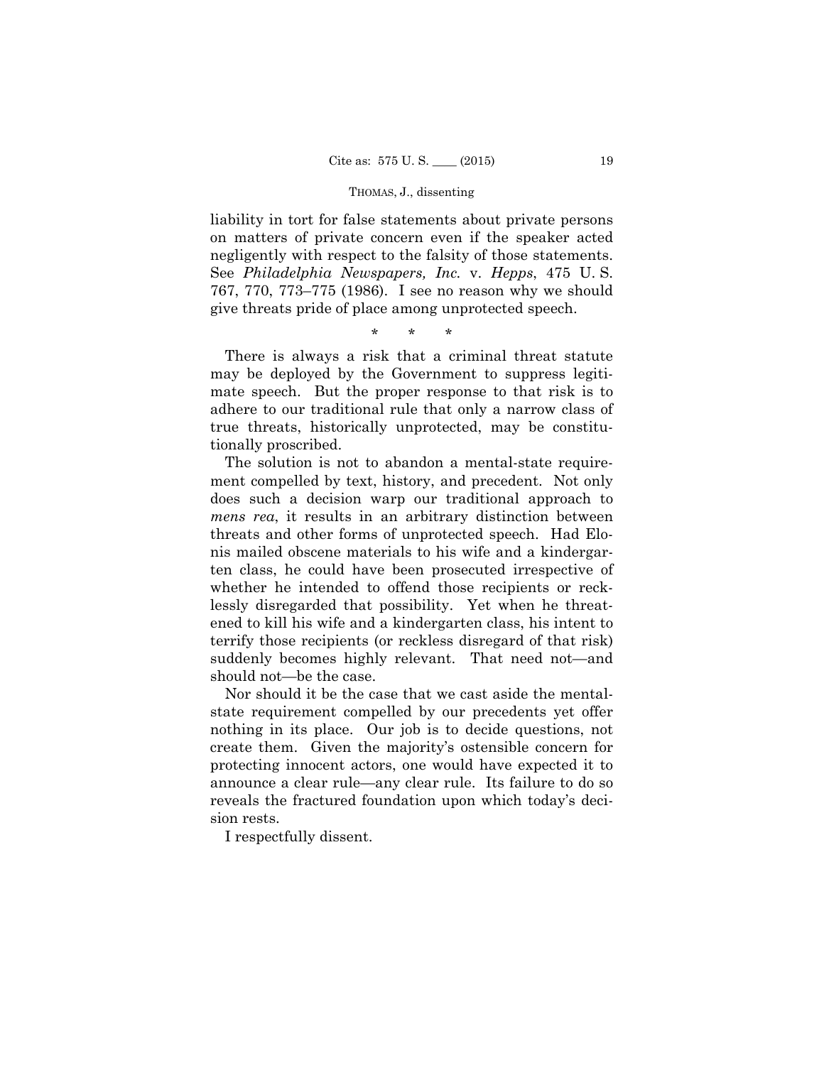liability in tort for false statements about private persons on matters of private concern even if the speaker acted negligently with respect to the falsity of those statements. See *Philadelphia Newspapers, Inc.* v. *Hepps*, 475 U. S. 767, 770, 773–775 (1986). I see no reason why we should give threats pride of place among unprotected speech.

\* \* \*

There is always a risk that a criminal threat statute may be deployed by the Government to suppress legitimate speech. But the proper response to that risk is to adhere to our traditional rule that only a narrow class of true threats, historically unprotected, may be constitutionally proscribed.

The solution is not to abandon a mental-state requirement compelled by text, history, and precedent. Not only does such a decision warp our traditional approach to *mens rea*, it results in an arbitrary distinction between threats and other forms of unprotected speech. Had Elonis mailed obscene materials to his wife and a kindergarten class, he could have been prosecuted irrespective of whether he intended to offend those recipients or recklessly disregarded that possibility. Yet when he threatened to kill his wife and a kindergarten class, his intent to terrify those recipients (or reckless disregard of that risk) suddenly becomes highly relevant. That need not—and should not—be the case.

Nor should it be the case that we cast aside the mental-state requirement compelled by our precedents yet offer nothing in its place. Our job is to decide questions, not create them. Given the majority's ostensible concern for protecting innocent actors, one would have expected it to announce a clear rule—any clear rule. Its failure to do so reveals the fractured foundation upon which today's decision rests.

I respectfully dissent.